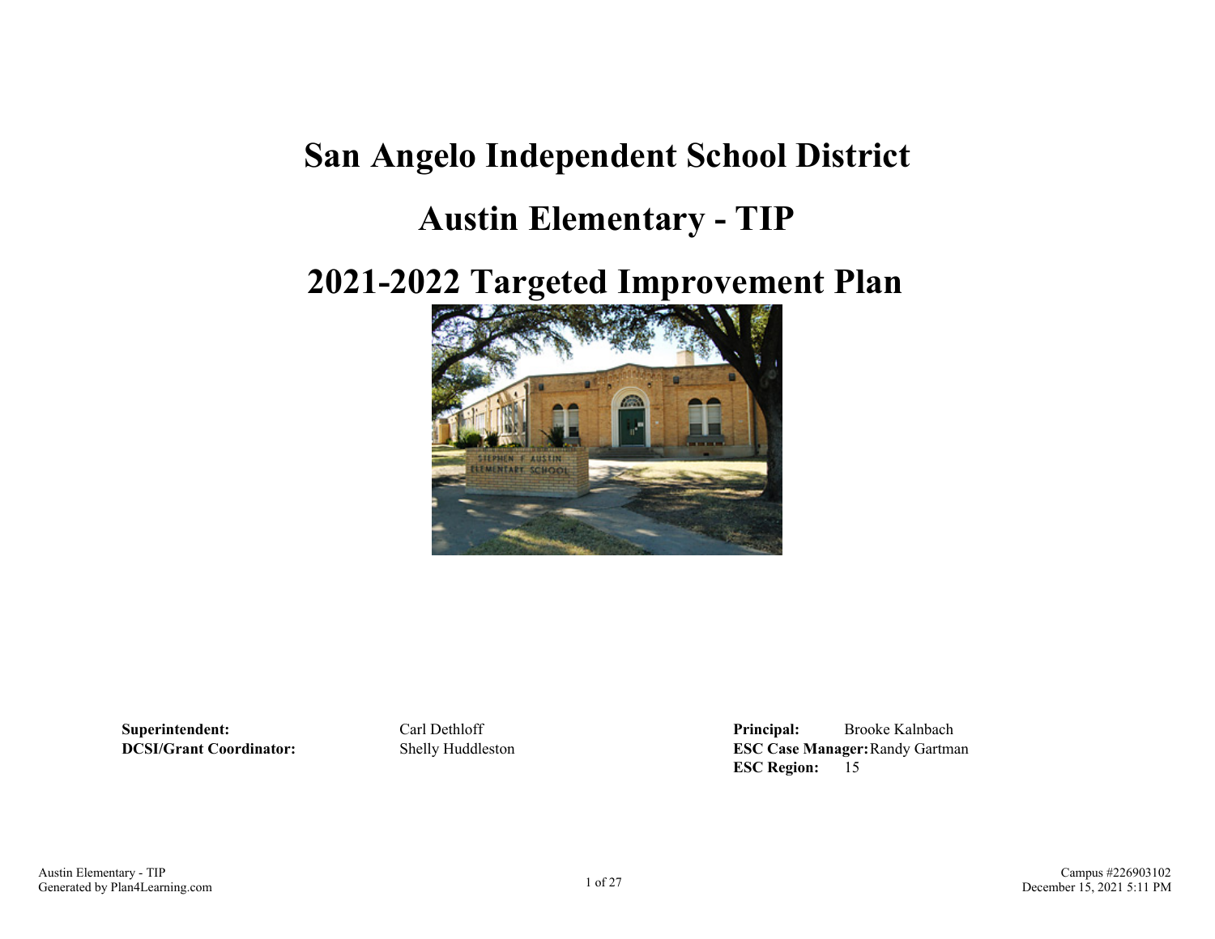# San Angelo Independent School District

# Austin Elementary - TIP

# 2021-2022 Targeted Improvement Plan

**Superintendent:** Carl Dethloff
**DCSI/Grant Coordinator:** Shelly Huddleston

**Principal:** Brooke Kalnbach
**ESC Case Manager:** Randy Gartman
**ESC Region:** 15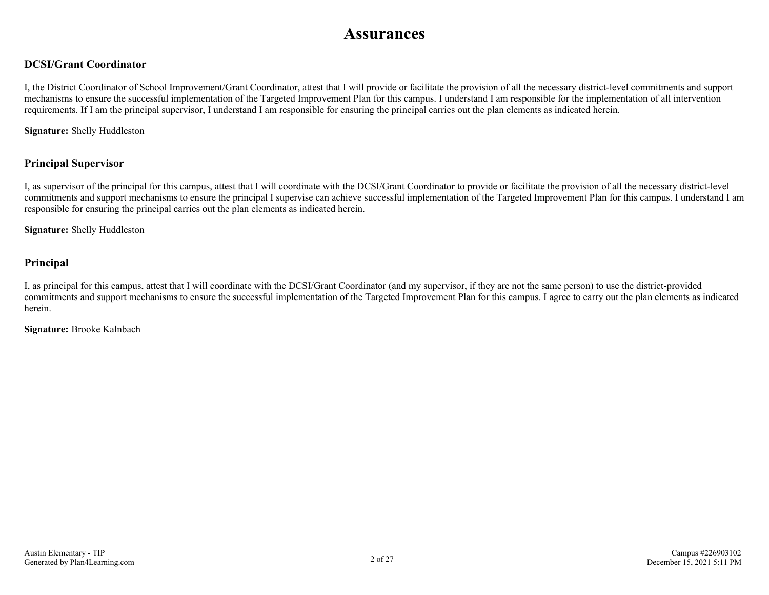# Assurances

## DCSI/Grant Coordinator

I, the District Coordinator of School Improvement/Grant Coordinator, attest that I will provide or facilitate the provision of all the necessary district-level commitments and support mechanisms to ensure the successful implementation of the Targeted Improvement Plan for this campus. I understand I am responsible for the implementation of all intervention requirements. If I am the principal supervisor, I understand I am responsible for ensuring the principal carries out the plan elements as indicated herein.

**Signature:** Shelly Huddleston

## Principal Supervisor

I, as supervisor of the principal for this campus, attest that I will coordinate with the DCSI/Grant Coordinator to provide or facilitate the provision of all the necessary district-level commitments and support mechanisms to ensure the principal I supervise can achieve successful implementation of the Targeted Improvement Plan for this campus. I understand I am responsible for ensuring the principal carries out the plan elements as indicated herein.

**Signature:** Shelly Huddleston

## Principal

I, as principal for this campus, attest that I will coordinate with the DCSI/Grant Coordinator (and my supervisor, if they are not the same person) to use the district-provided commitments and support mechanisms to ensure the successful implementation of the Targeted Improvement Plan for this campus. I agree to carry out the plan elements as indicated herein.

**Signature:** Brooke Kalnbach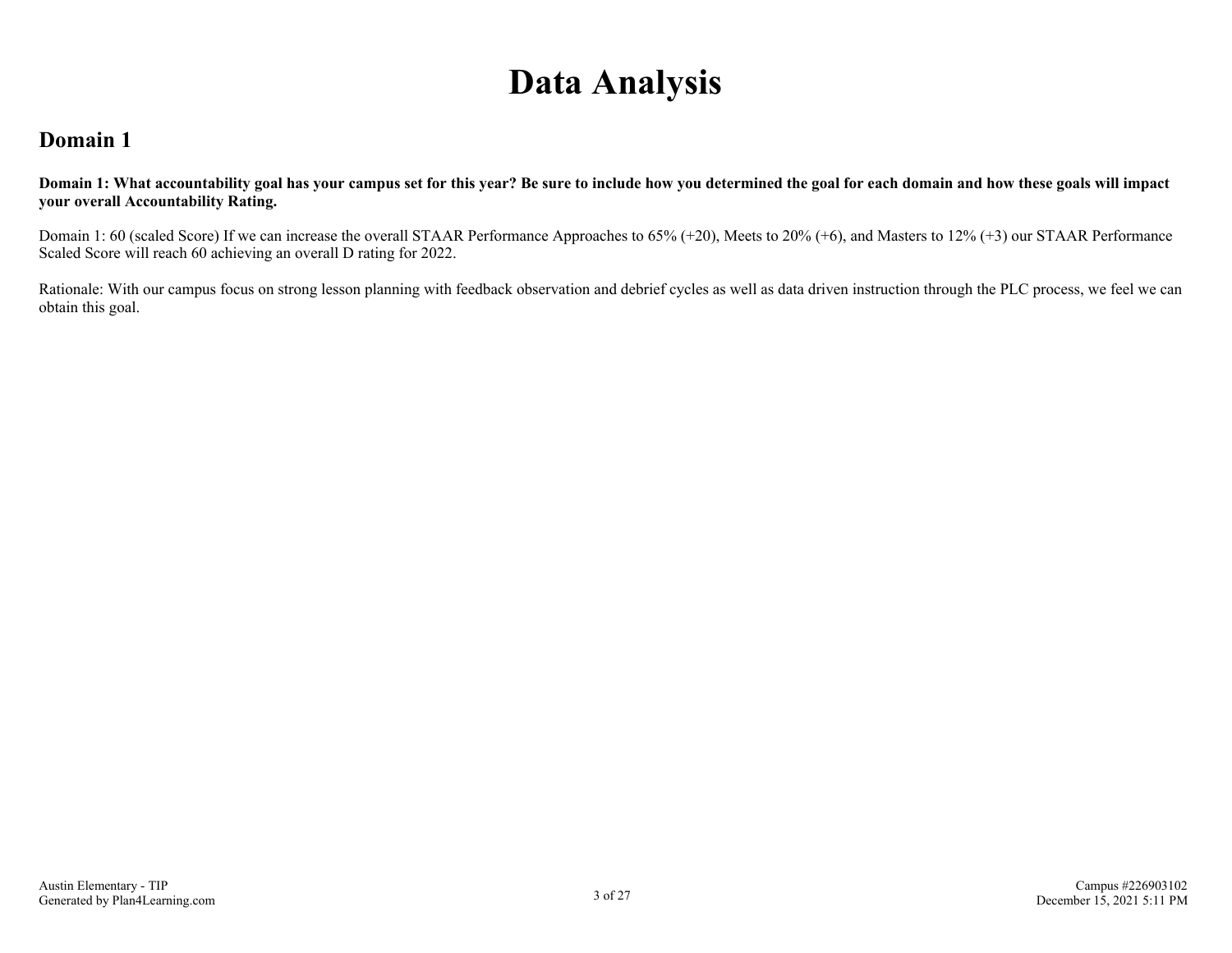# Data Analysis

## Domain 1

**Domain 1: What accountability goal has your campus set for this year? Be sure to include how you determined the goal for each domain and how these goals will impact your overall Accountability Rating.**

Domain 1: 60 (scaled Score) If we can increase the overall STAAR Performance Approaches to 65% (+20), Meets to 20% (+6), and Masters to 12% (+3) our STAAR Performance Scaled Score will reach 60 achieving an overall D rating for 2022.

Rationale: With our campus focus on strong lesson planning with feedback observation and debrief cycles as well as data driven instruction through the PLC process, we feel we can obtain this goal.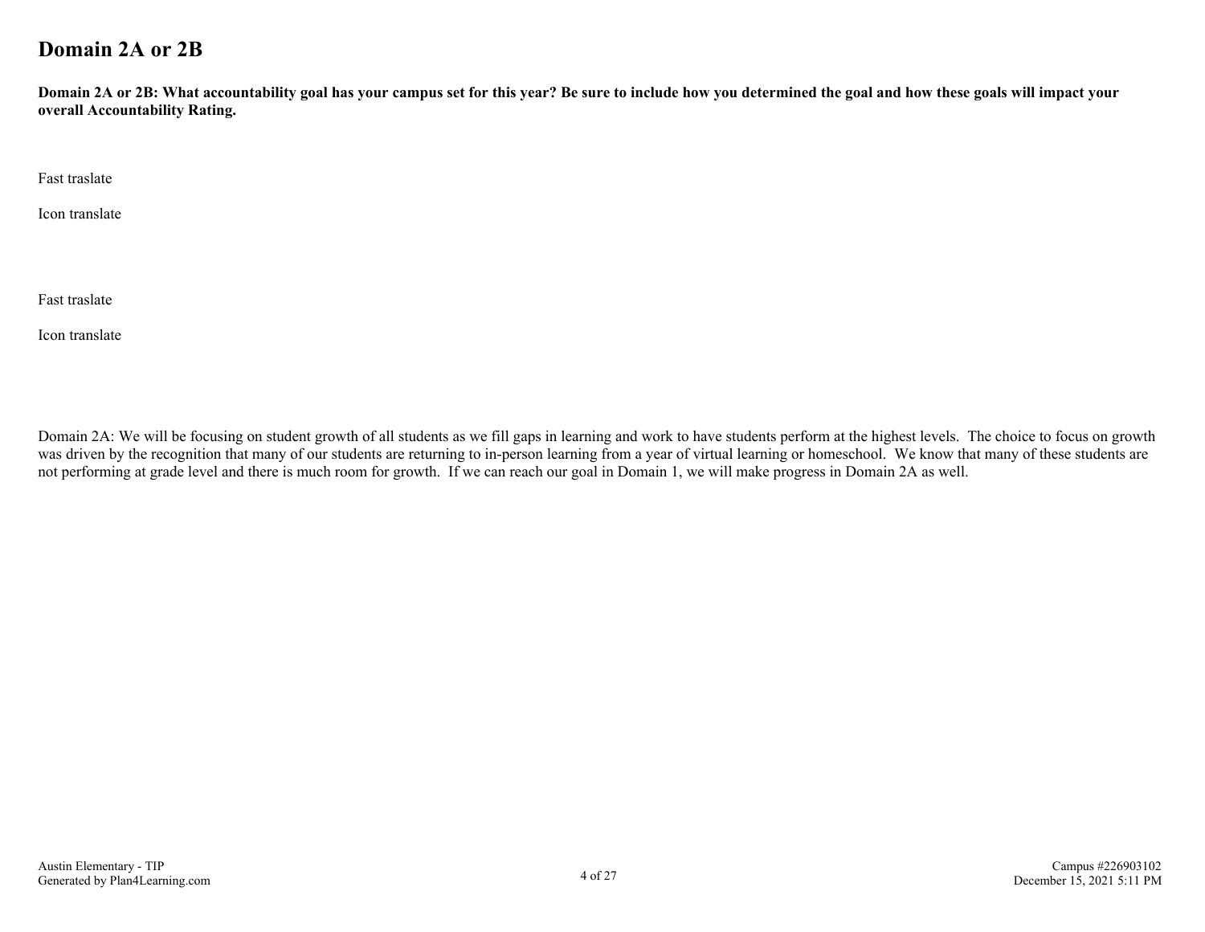# Domain 2A or 2B

**Domain 2A or 2B: What accountability goal has your campus set for this year? Be sure to include how you determined the goal and how these goals will impact your overall Accountability Rating.**

Fast traslate

Icon translate

Fast traslate

Icon translate

Domain 2A: We will be focusing on student growth of all students as we fill gaps in learning and work to have students perform at the highest levels. The choice to focus on growth was driven by the recognition that many of our students are returning to in-person learning from a year of virtual learning or homeschool. We know that many of these students are not performing at grade level and there is much room for growth. If we can reach our goal in Domain 1, we will make progress in Domain 2A as well.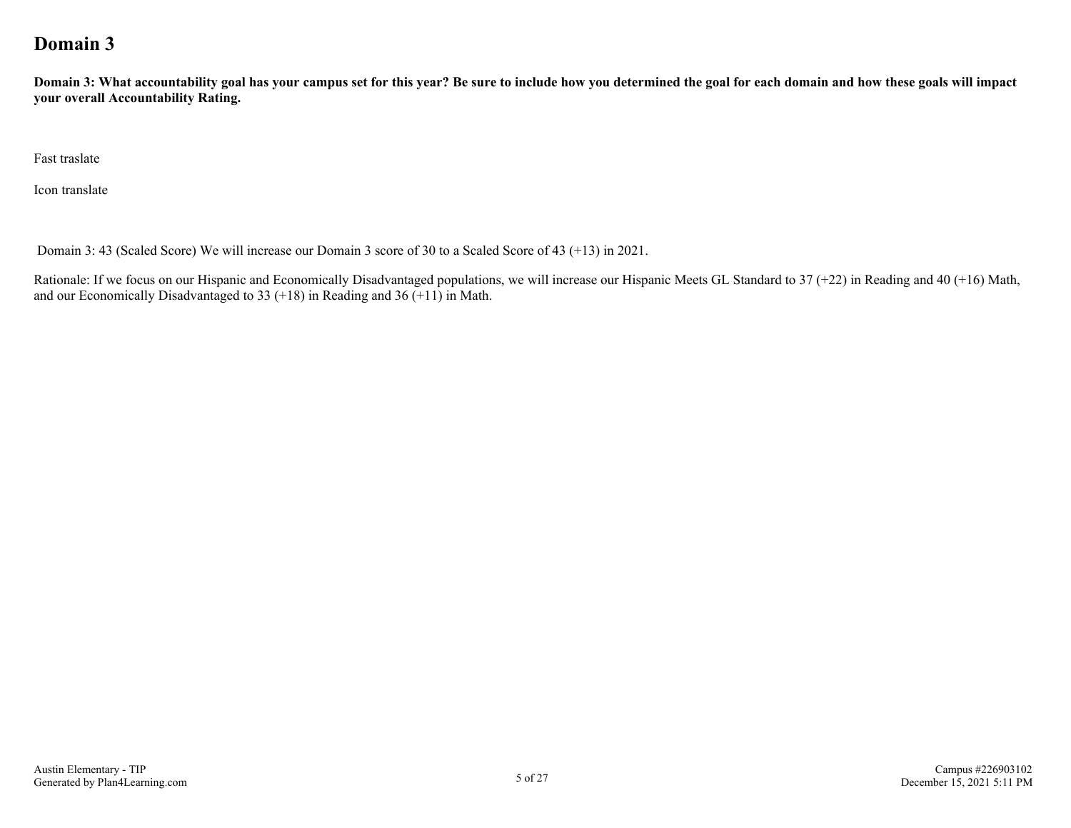# Domain 3

**Domain 3: What accountability goal has your campus set for this year? Be sure to include how you determined the goal for each domain and how these goals will impact your overall Accountability Rating.**

Fast traslate

Icon translate

Domain 3: 43 (Scaled Score) We will increase our Domain 3 score of 30 to a Scaled Score of 43 (+13) in 2021.

Rationale: If we focus on our Hispanic and Economically Disadvantaged populations, we will increase our Hispanic Meets GL Standard to 37 (+22) in Reading and 40 (+16) Math, and our Economically Disadvantaged to 33 (+18) in Reading and 36 (+11) in Math.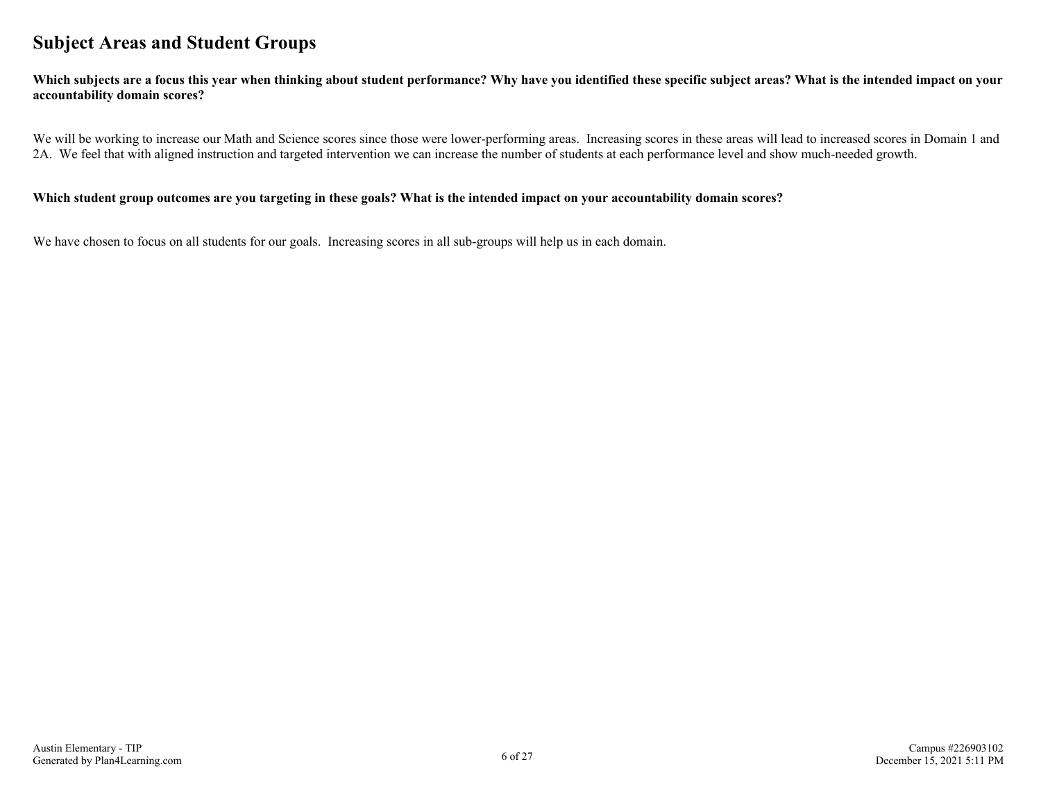## Subject Areas and Student Groups

**Which subjects are a focus this year when thinking about student performance? Why have you identified these specific subject areas? What is the intended impact on your accountability domain scores?**

We will be working to increase our Math and Science scores since those were lower-performing areas. Increasing scores in these areas will lead to increased scores in Domain 1 and 2A. We feel that with aligned instruction and targeted intervention we can increase the number of students at each performance level and show much-needed growth.

**Which student group outcomes are you targeting in these goals? What is the intended impact on your accountability domain scores?**

We have chosen to focus on all students for our goals. Increasing scores in all sub-groups will help us in each domain.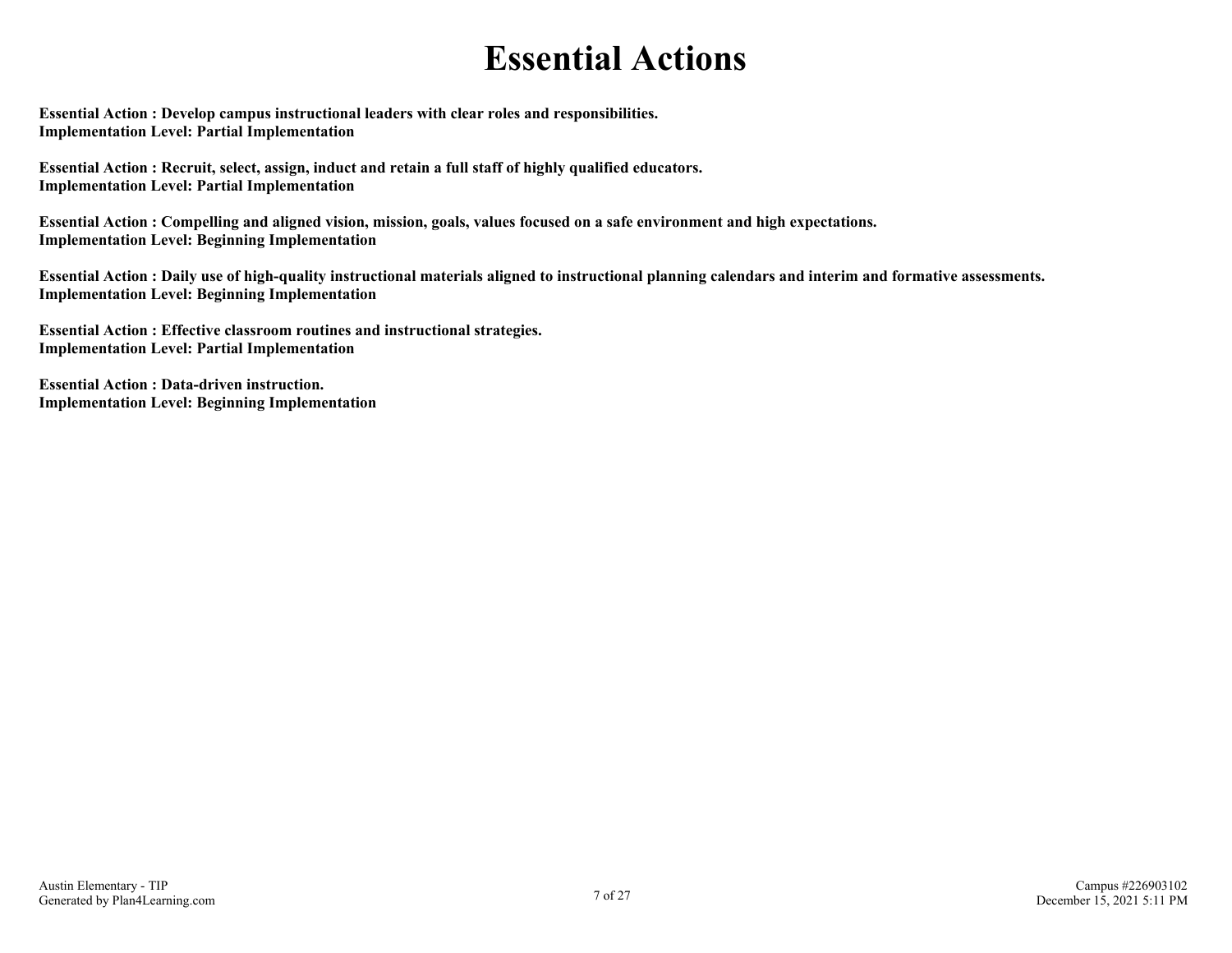# Essential Actions

**Essential Action : Develop campus instructional leaders with clear roles and responsibilities.**
**Implementation Level: Partial Implementation**

**Essential Action : Recruit, select, assign, induct and retain a full staff of highly qualified educators.**
**Implementation Level: Partial Implementation**

**Essential Action : Compelling and aligned vision, mission, goals, values focused on a safe environment and high expectations.**
**Implementation Level: Beginning Implementation**

**Essential Action : Daily use of high-quality instructional materials aligned to instructional planning calendars and interim and formative assessments.**
**Implementation Level: Beginning Implementation**

**Essential Action : Effective classroom routines and instructional strategies.**
**Implementation Level: Partial Implementation**

**Essential Action : Data-driven instruction.**
**Implementation Level: Beginning Implementation**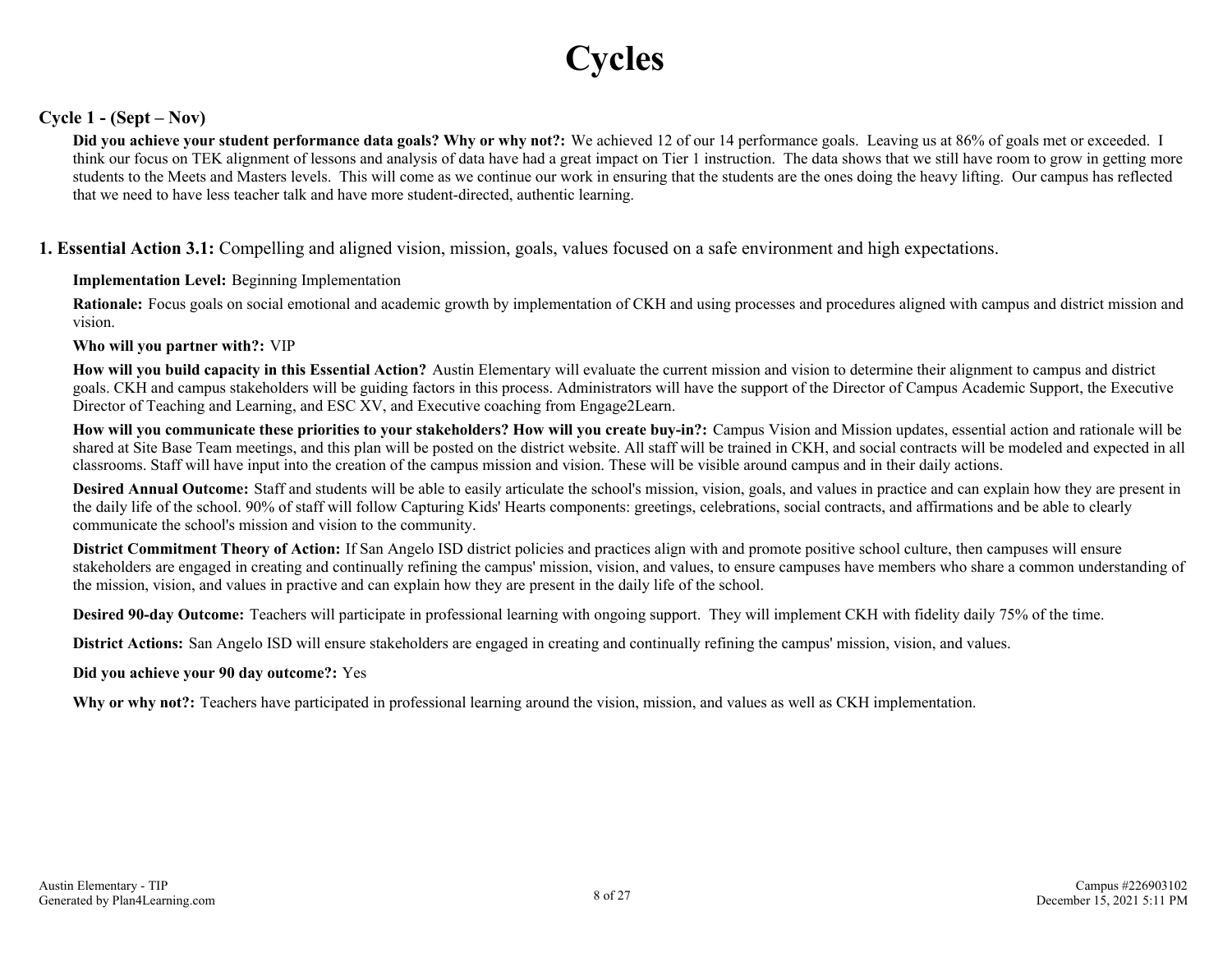# Cycles

## Cycle 1 - (Sept – Nov)

**Did you achieve your student performance data goals? Why or why not?:** We achieved 12 of our 14 performance goals. Leaving us at 86% of goals met or exceeded. I think our focus on TEK alignment of lessons and analysis of data have had a great impact on Tier 1 instruction. The data shows that we still have room to grow in getting more students to the Meets and Masters levels. This will come as we continue our work in ensuring that the students are the ones doing the heavy lifting. Our campus has reflected that we need to have less teacher talk and have more student-directed, authentic learning.

## 1. Essential Action 3.1: Compelling and aligned vision, mission, goals, values focused on a safe environment and high expectations.

**Implementation Level:** Beginning Implementation

**Rationale:** Focus goals on social emotional and academic growth by implementation of CKH and using processes and procedures aligned with campus and district mission and vision.

**Who will you partner with?:** VIP

**How will you build capacity in this Essential Action?** Austin Elementary will evaluate the current mission and vision to determine their alignment to campus and district goals. CKH and campus stakeholders will be guiding factors in this process. Administrators will have the support of the Director of Campus Academic Support, the Executive Director of Teaching and Learning, and ESC XV, and Executive coaching from Engage2Learn.

**How will you communicate these priorities to your stakeholders? How will you create buy-in?:** Campus Vision and Mission updates, essential action and rationale will be shared at Site Base Team meetings, and this plan will be posted on the district website. All staff will be trained in CKH, and social contracts will be modeled and expected in all classrooms. Staff will have input into the creation of the campus mission and vision. These will be visible around campus and in their daily actions.

**Desired Annual Outcome:** Staff and students will be able to easily articulate the school's mission, vision, goals, and values in practice and can explain how they are present in the daily life of the school. 90% of staff will follow Capturing Kids' Hearts components: greetings, celebrations, social contracts, and affirmations and be able to clearly communicate the school's mission and vision to the community.

**District Commitment Theory of Action:** If San Angelo ISD district policies and practices align with and promote positive school culture, then campuses will ensure stakeholders are engaged in creating and continually refining the campus' mission, vision, and values, to ensure campuses have members who share a common understanding of the mission, vision, and values in practive and can explain how they are present in the daily life of the school.

**Desired 90-day Outcome:** Teachers will participate in professional learning with ongoing support. They will implement CKH with fidelity daily 75% of the time.

**District Actions:** San Angelo ISD will ensure stakeholders are engaged in creating and continually refining the campus' mission, vision, and values.

**Did you achieve your 90 day outcome?:** Yes

**Why or why not?:** Teachers have participated in professional learning around the vision, mission, and values as well as CKH implementation.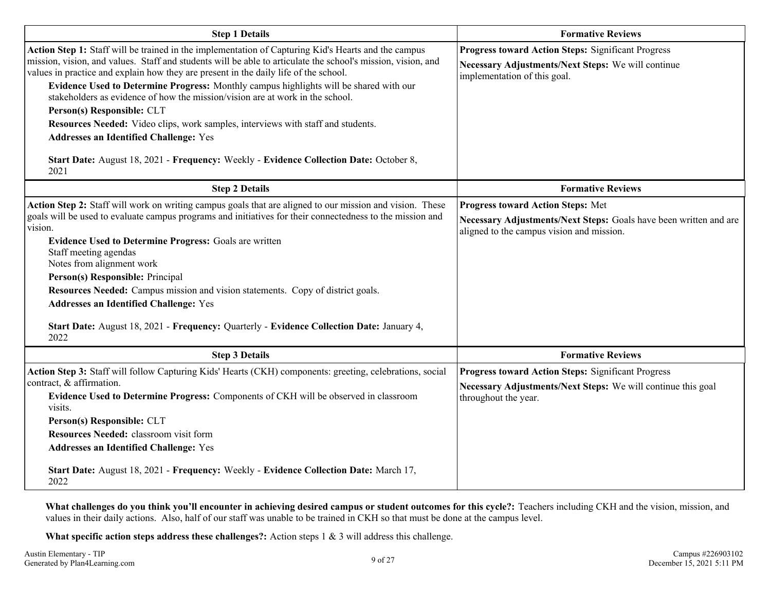| Step 1 Details | Formative Reviews |
| --- | --- |
| **Action Step 1:** Staff will be trained in the implementation of Capturing Kid's Hearts and the campus mission, vision, and values. Staff and students will be able to articulate the school's mission, vision, and values in practice and explain how they are present in the daily life of the school.<br>**Evidence Used to Determine Progress:** Monthly campus highlights will be shared with our stakeholders as evidence of how the mission/vision are at work in the school.<br>**Person(s) Responsible:** CLT<br>**Resources Needed:** Video clips, work samples, interviews with staff and students.<br>**Addresses an Identified Challenge:** Yes<br>**Start Date:** August 18, 2021 - **Frequency:** Weekly - **Evidence Collection Date:** October 8, 2021 | **Progress toward Action Steps:** Significant Progress<br>**Necessary Adjustments/Next Steps:** We will continue implementation of this goal. |

| Step 2 Details | Formative Reviews |
| --- | --- |
| **Action Step 2:** Staff will work on writing campus goals that are aligned to our mission and vision. These goals will be used to evaluate campus programs and initiatives for their connectedness to the mission and vision.<br>**Evidence Used to Determine Progress:** Goals are written<br>Staff meeting agendas<br>Notes from alignment work<br>**Person(s) Responsible:** Principal<br>**Resources Needed:** Campus mission and vision statements. Copy of district goals.<br>**Addresses an Identified Challenge:** Yes<br>**Start Date:** August 18, 2021 - **Frequency:** Quarterly - **Evidence Collection Date:** January 4, 2022 | **Progress toward Action Steps:** Met<br>**Necessary Adjustments/Next Steps:** Goals have been written and are aligned to the campus vision and mission. |

| Step 3 Details | Formative Reviews |
| --- | --- |
| **Action Step 3:** Staff will follow Capturing Kids' Hearts (CKH) components: greeting, celebrations, social contract, & affirmation.<br>**Evidence Used to Determine Progress:** Components of CKH will be observed in classroom visits.<br>**Person(s) Responsible:** CLT<br>**Resources Needed:** classroom visit form<br>**Addresses an Identified Challenge:** Yes<br>**Start Date:** August 18, 2021 - **Frequency:** Weekly - **Evidence Collection Date:** March 17, 2022 | **Progress toward Action Steps:** Significant Progress<br>**Necessary Adjustments/Next Steps:** We will continue this goal throughout the year. |

**What challenges do you think you'll encounter in achieving desired campus or student outcomes for this cycle?:** Teachers including CKH and the vision, mission, and values in their daily actions. Also, half of our staff was unable to be trained in CKH so that must be done at the campus level.

**What specific action steps address these challenges?:** Action steps 1 & 3 will address this challenge.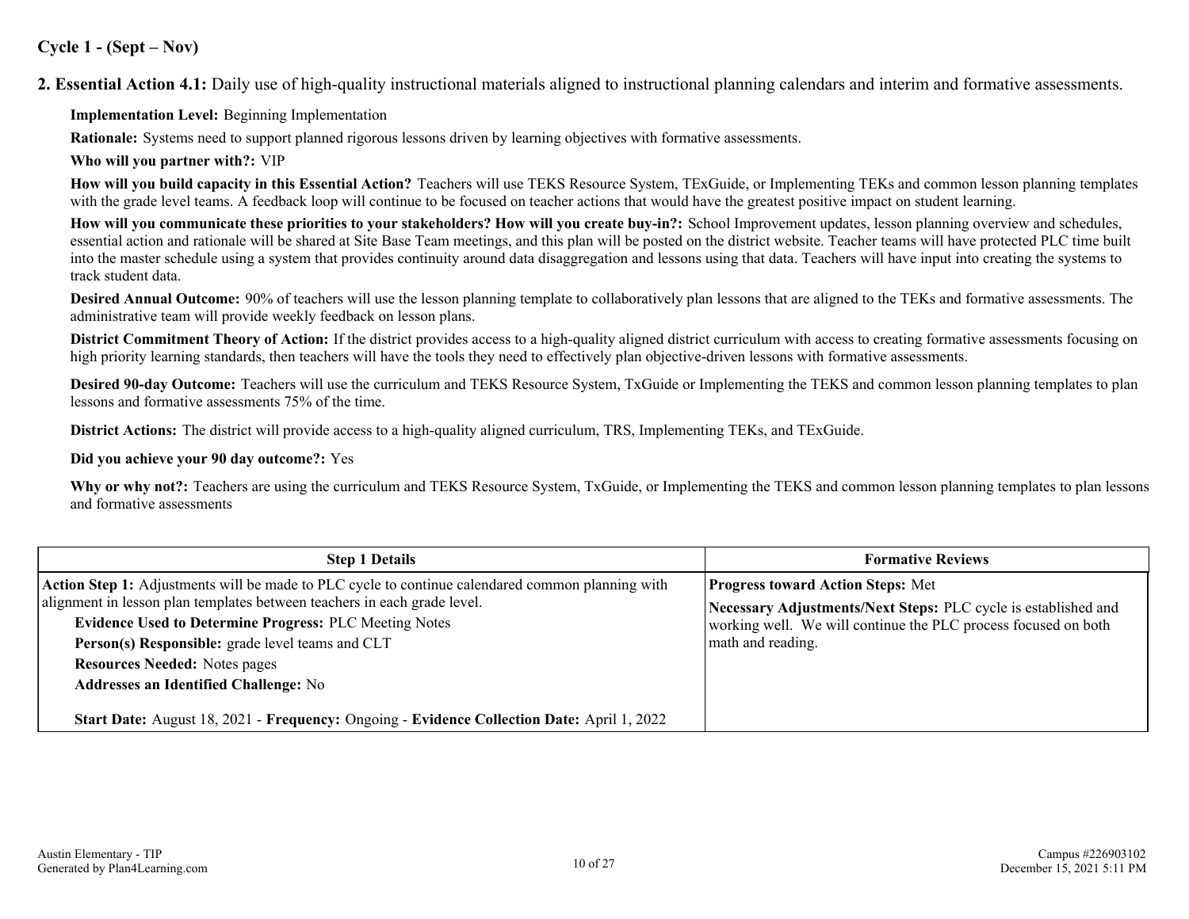**Cycle 1 - (Sept – Nov)**

**2. Essential Action 4.1:** Daily use of high-quality instructional materials aligned to instructional planning calendars and interim and formative assessments.

**Implementation Level:** Beginning Implementation

**Rationale:** Systems need to support planned rigorous lessons driven by learning objectives with formative assessments.

**Who will you partner with?:** VIP

**How will you build capacity in this Essential Action?** Teachers will use TEKS Resource System, TExGuide, or Implementing TEKs and common lesson planning templates with the grade level teams. A feedback loop will continue to be focused on teacher actions that would have the greatest positive impact on student learning.

**How will you communicate these priorities to your stakeholders? How will you create buy-in?:** School Improvement updates, lesson planning overview and schedules, essential action and rationale will be shared at Site Base Team meetings, and this plan will be posted on the district website. Teacher teams will have protected PLC time built into the master schedule using a system that provides continuity around data disaggregation and lessons using that data. Teachers will have input into creating the systems to track student data.

**Desired Annual Outcome:** 90% of teachers will use the lesson planning template to collaboratively plan lessons that are aligned to the TEKs and formative assessments. The administrative team will provide weekly feedback on lesson plans.

**District Commitment Theory of Action:** If the district provides access to a high-quality aligned district curriculum with access to creating formative assessments focusing on high priority learning standards, then teachers will have the tools they need to effectively plan objective-driven lessons with formative assessments.

**Desired 90-day Outcome:** Teachers will use the curriculum and TEKS Resource System, TxGuide or Implementing the TEKS and common lesson planning templates to plan lessons and formative assessments 75% of the time.

**District Actions:** The district will provide access to a high-quality aligned curriculum, TRS, Implementing TEKs, and TExGuide.

**Did you achieve your 90 day outcome?:** Yes

**Why or why not?:** Teachers are using the curriculum and TEKS Resource System, TxGuide, or Implementing the TEKS and common lesson planning templates to plan lessons and formative assessments

| Step 1 Details | Formative Reviews |
|---|---|
| **Action Step 1:** Adjustments will be made to PLC cycle to continue calendared common planning with alignment in lesson plan templates between teachers in each grade level.<br>**Evidence Used to Determine Progress:** PLC Meeting Notes<br>**Person(s) Responsible:** grade level teams and CLT<br>**Resources Needed:** Notes pages<br>**Addresses an Identified Challenge:** No<br>**Start Date:** August 18, 2021 - **Frequency:** Ongoing - **Evidence Collection Date:** April 1, 2022 | **Progress toward Action Steps:** Met<br>**Necessary Adjustments/Next Steps:** PLC cycle is established and working well. We will continue the PLC process focused on both math and reading. |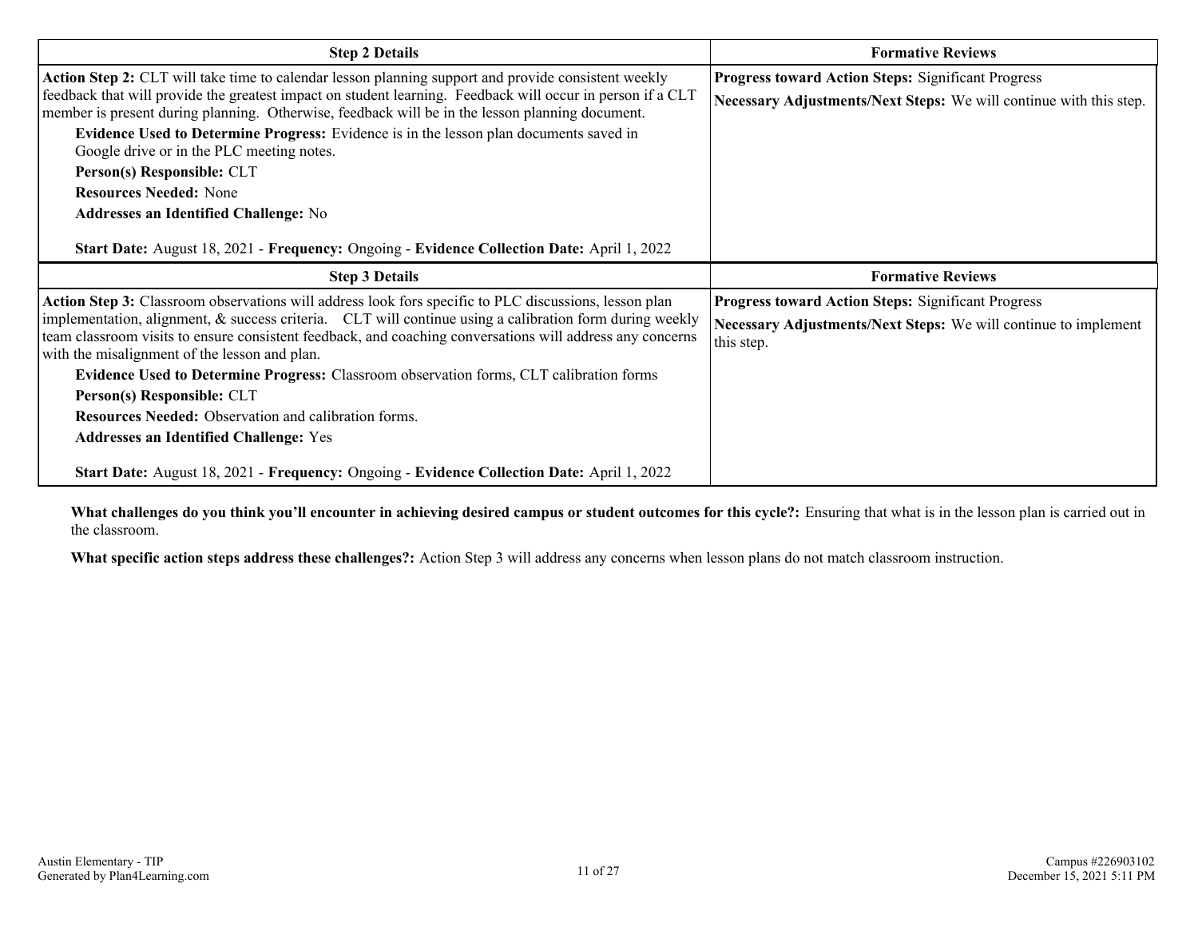| Step 2 Details | Formative Reviews |
|---|---|
| **Action Step 2:** CLT will take time to calendar lesson planning support and provide consistent weekly feedback that will provide the greatest impact on student learning. Feedback will occur in person if a CLT member is present during planning. Otherwise, feedback will be in the lesson planning document.<br>**Evidence Used to Determine Progress:** Evidence is in the lesson plan documents saved in Google drive or in the PLC meeting notes.<br>**Person(s) Responsible:** CLT<br>**Resources Needed:** None<br>**Addresses an Identified Challenge:** No<br><br>**Start Date:** August 18, 2021 - **Frequency:** Ongoing - **Evidence Collection Date:** April 1, 2022 | **Progress toward Action Steps:** Significant Progress<br>**Necessary Adjustments/Next Steps:** We will continue with this step. |

| Step 3 Details | Formative Reviews |
|---|---|
| **Action Step 3:** Classroom observations will address look fors specific to PLC discussions, lesson plan implementation, alignment, & success criteria. CLT will continue using a calibration form during weekly team classroom visits to ensure consistent feedback, and coaching conversations will address any concerns with the misalignment of the lesson and plan.<br>**Evidence Used to Determine Progress:** Classroom observation forms, CLT calibration forms<br>**Person(s) Responsible:** CLT<br>**Resources Needed:** Observation and calibration forms.<br>**Addresses an Identified Challenge:** Yes<br><br>**Start Date:** August 18, 2021 - **Frequency:** Ongoing - **Evidence Collection Date:** April 1, 2022 | **Progress toward Action Steps:** Significant Progress<br>**Necessary Adjustments/Next Steps:** We will continue to implement this step. |

**What challenges do you think you'll encounter in achieving desired campus or student outcomes for this cycle?:** Ensuring that what is in the lesson plan is carried out in the classroom.

**What specific action steps address these challenges?:** Action Step 3 will address any concerns when lesson plans do not match classroom instruction.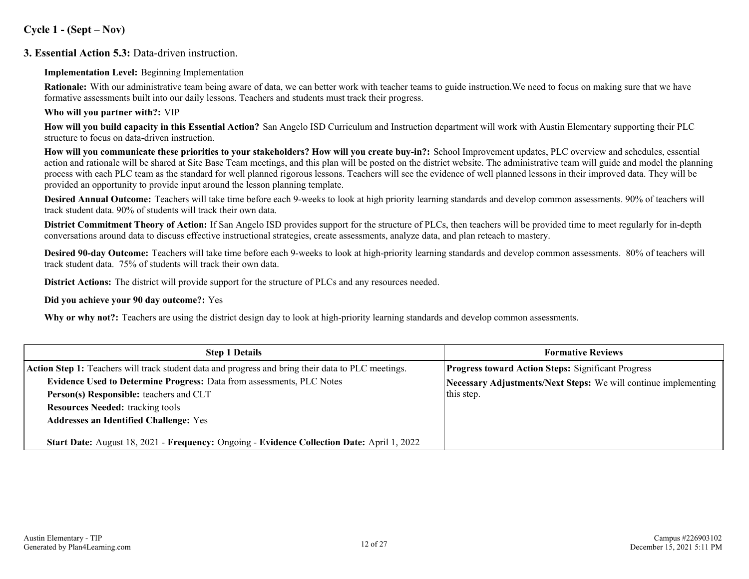## Cycle 1 - (Sept – Nov)

### 3. Essential Action 5.3: Data-driven instruction.

**Implementation Level:** Beginning Implementation

**Rationale:** With our administrative team being aware of data, we can better work with teacher teams to guide instruction.We need to focus on making sure that we have formative assessments built into our daily lessons. Teachers and students must track their progress.

**Who will you partner with?:** VIP

**How will you build capacity in this Essential Action?** San Angelo ISD Curriculum and Instruction department will work with Austin Elementary supporting their PLC structure to focus on data-driven instruction.

**How will you communicate these priorities to your stakeholders? How will you create buy-in?:** School Improvement updates, PLC overview and schedules, essential action and rationale will be shared at Site Base Team meetings, and this plan will be posted on the district website. The administrative team will guide and model the planning process with each PLC team as the standard for well planned rigorous lessons. Teachers will see the evidence of well planned lessons in their improved data. They will be provided an opportunity to provide input around the lesson planning template.

**Desired Annual Outcome:** Teachers will take time before each 9-weeks to look at high priority learning standards and develop common assessments. 90% of teachers will track student data. 90% of students will track their own data.

**District Commitment Theory of Action:** If San Angelo ISD provides support for the structure of PLCs, then teachers will be provided time to meet regularly for in-depth conversations around data to discuss effective instructional strategies, create assessments, analyze data, and plan reteach to mastery.

**Desired 90-day Outcome:** Teachers will take time before each 9-weeks to look at high-priority learning standards and develop common assessments. 80% of teachers will track student data. 75% of students will track their own data.

**District Actions:** The district will provide support for the structure of PLCs and any resources needed.

**Did you achieve your 90 day outcome?:** Yes

**Why or why not?:** Teachers are using the district design day to look at high-priority learning standards and develop common assessments.

| Step 1 Details | Formative Reviews |
|---|---|
| **Action Step 1:** Teachers will track student data and progress and bring their data to PLC meetings.<br>**Evidence Used to Determine Progress:** Data from assessments, PLC Notes<br>**Person(s) Responsible:** teachers and CLT<br>**Resources Needed:** tracking tools<br>**Addresses an Identified Challenge:** Yes<br><br>**Start Date:** August 18, 2021 - **Frequency:** Ongoing - **Evidence Collection Date:** April 1, 2022 | **Progress toward Action Steps:** Significant Progress<br>**Necessary Adjustments/Next Steps:** We will continue implementing this step. |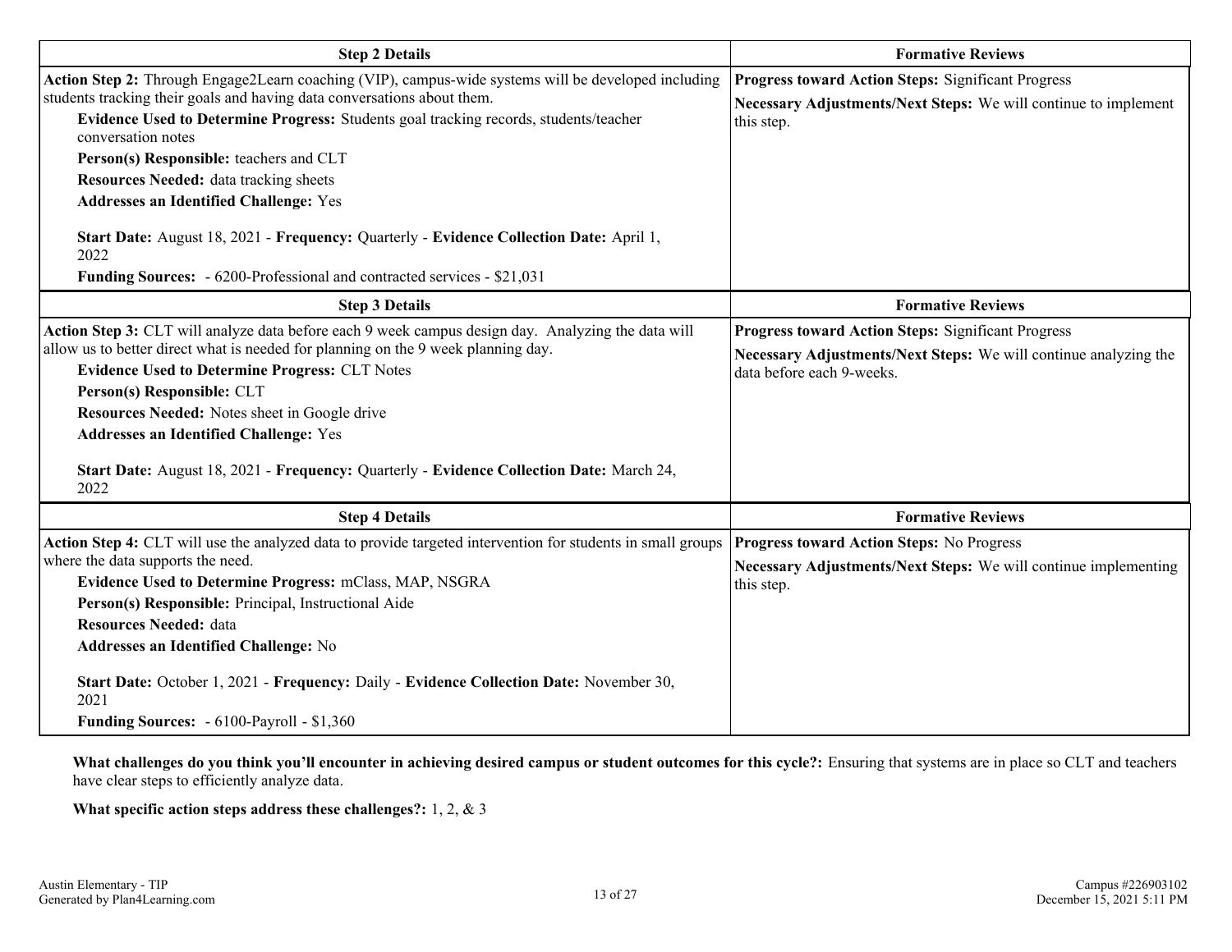| Step 2 Details | Formative Reviews |
|---|---|
| **Action Step 2:** Through Engage2Learn coaching (VIP), campus-wide systems will be developed including students tracking their goals and having data conversations about them.<br>**Evidence Used to Determine Progress:** Students goal tracking records, students/teacher conversation notes<br>**Person(s) Responsible:** teachers and CLT<br>**Resources Needed:** data tracking sheets<br>**Addresses an Identified Challenge:** Yes<br><br>**Start Date:** August 18, 2021 - **Frequency:** Quarterly - **Evidence Collection Date:** April 1, 2022<br>**Funding Sources:** - 6200-Professional and contracted services - $21,031 | **Progress toward Action Steps:** Significant Progress<br>**Necessary Adjustments/Next Steps:** We will continue to implement this step. |

| Step 3 Details | Formative Reviews |
|---|---|
| **Action Step 3:** CLT will analyze data before each 9 week campus design day. Analyzing the data will allow us to better direct what is needed for planning on the 9 week planning day.<br>**Evidence Used to Determine Progress:** CLT Notes<br>**Person(s) Responsible:** CLT<br>**Resources Needed:** Notes sheet in Google drive<br>**Addresses an Identified Challenge:** Yes<br><br>**Start Date:** August 18, 2021 - **Frequency:** Quarterly - **Evidence Collection Date:** March 24, 2022 | **Progress toward Action Steps:** Significant Progress<br>**Necessary Adjustments/Next Steps:** We will continue analyzing the data before each 9-weeks. |

| Step 4 Details | Formative Reviews |
|---|---|
| **Action Step 4:** CLT will use the analyzed data to provide targeted intervention for students in small groups where the data supports the need.<br>**Evidence Used to Determine Progress:** mClass, MAP, NSGRA<br>**Person(s) Responsible:** Principal, Instructional Aide<br>**Resources Needed:** data<br>**Addresses an Identified Challenge:** No<br><br>**Start Date:** October 1, 2021 - **Frequency:** Daily - **Evidence Collection Date:** November 30, 2021<br>**Funding Sources:** - 6100-Payroll - $1,360 | **Progress toward Action Steps:** No Progress<br>**Necessary Adjustments/Next Steps:** We will continue implementing this step. |

**What challenges do you think you'll encounter in achieving desired campus or student outcomes for this cycle?:** Ensuring that systems are in place so CLT and teachers have clear steps to efficiently analyze data.

**What specific action steps address these challenges?:** 1, 2, & 3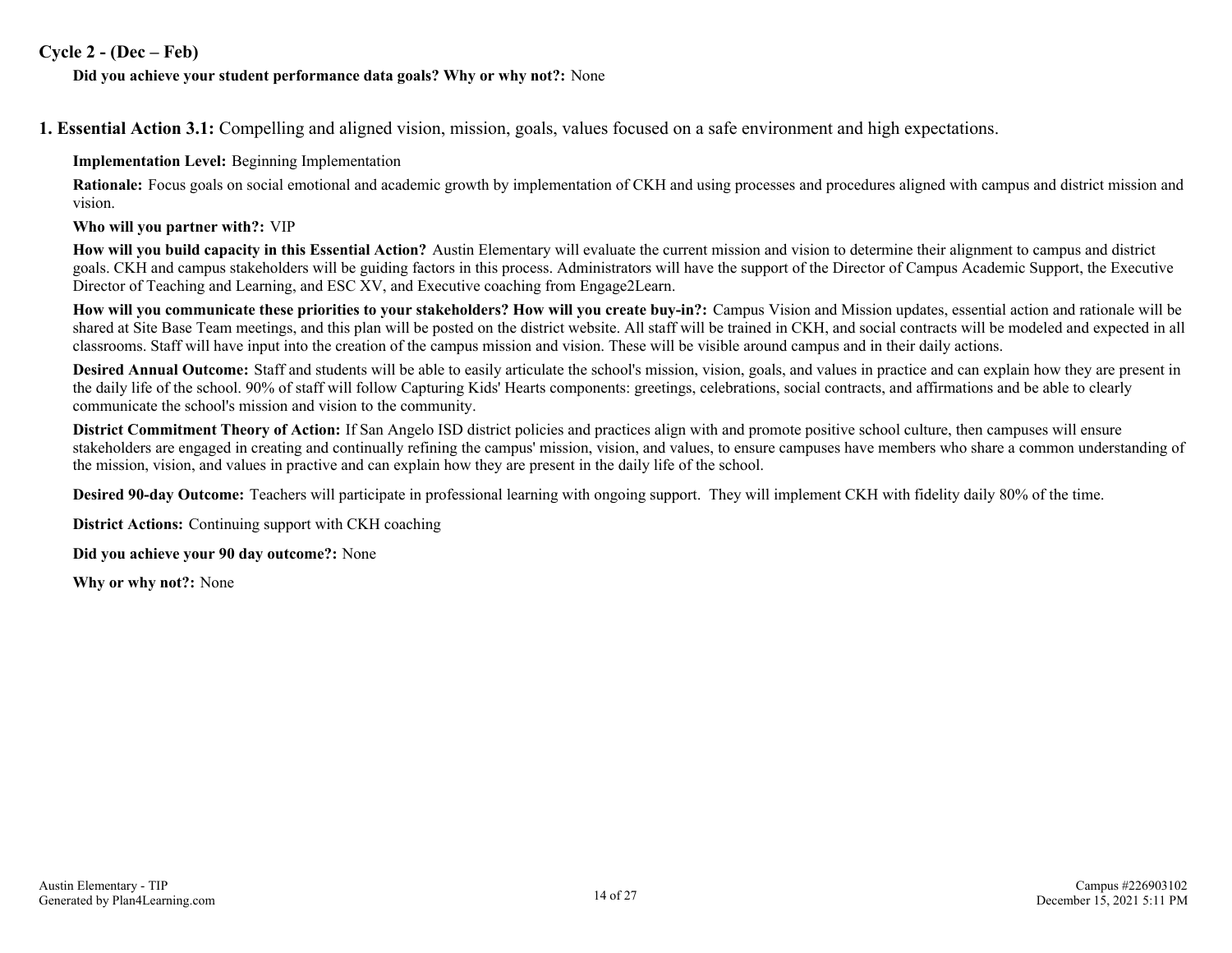## Cycle 2 - (Dec – Feb)

**Did you achieve your student performance data goals? Why or why not?:** None

### 1. Essential Action 3.1: Compelling and aligned vision, mission, goals, values focused on a safe environment and high expectations.

**Implementation Level:** Beginning Implementation

**Rationale:** Focus goals on social emotional and academic growth by implementation of CKH and using processes and procedures aligned with campus and district mission and vision.

**Who will you partner with?:** VIP

**How will you build capacity in this Essential Action?** Austin Elementary will evaluate the current mission and vision to determine their alignment to campus and district goals. CKH and campus stakeholders will be guiding factors in this process. Administrators will have the support of the Director of Campus Academic Support, the Executive Director of Teaching and Learning, and ESC XV, and Executive coaching from Engage2Learn.

**How will you communicate these priorities to your stakeholders? How will you create buy-in?:** Campus Vision and Mission updates, essential action and rationale will be shared at Site Base Team meetings, and this plan will be posted on the district website. All staff will be trained in CKH, and social contracts will be modeled and expected in all classrooms. Staff will have input into the creation of the campus mission and vision. These will be visible around campus and in their daily actions.

**Desired Annual Outcome:** Staff and students will be able to easily articulate the school's mission, vision, goals, and values in practice and can explain how they are present in the daily life of the school. 90% of staff will follow Capturing Kids' Hearts components: greetings, celebrations, social contracts, and affirmations and be able to clearly communicate the school's mission and vision to the community.

**District Commitment Theory of Action:** If San Angelo ISD district policies and practices align with and promote positive school culture, then campuses will ensure stakeholders are engaged in creating and continually refining the campus' mission, vision, and values, to ensure campuses have members who share a common understanding of the mission, vision, and values in practive and can explain how they are present in the daily life of the school.

**Desired 90-day Outcome:** Teachers will participate in professional learning with ongoing support. They will implement CKH with fidelity daily 80% of the time.

**District Actions:** Continuing support with CKH coaching

**Did you achieve your 90 day outcome?:** None

**Why or why not?:** None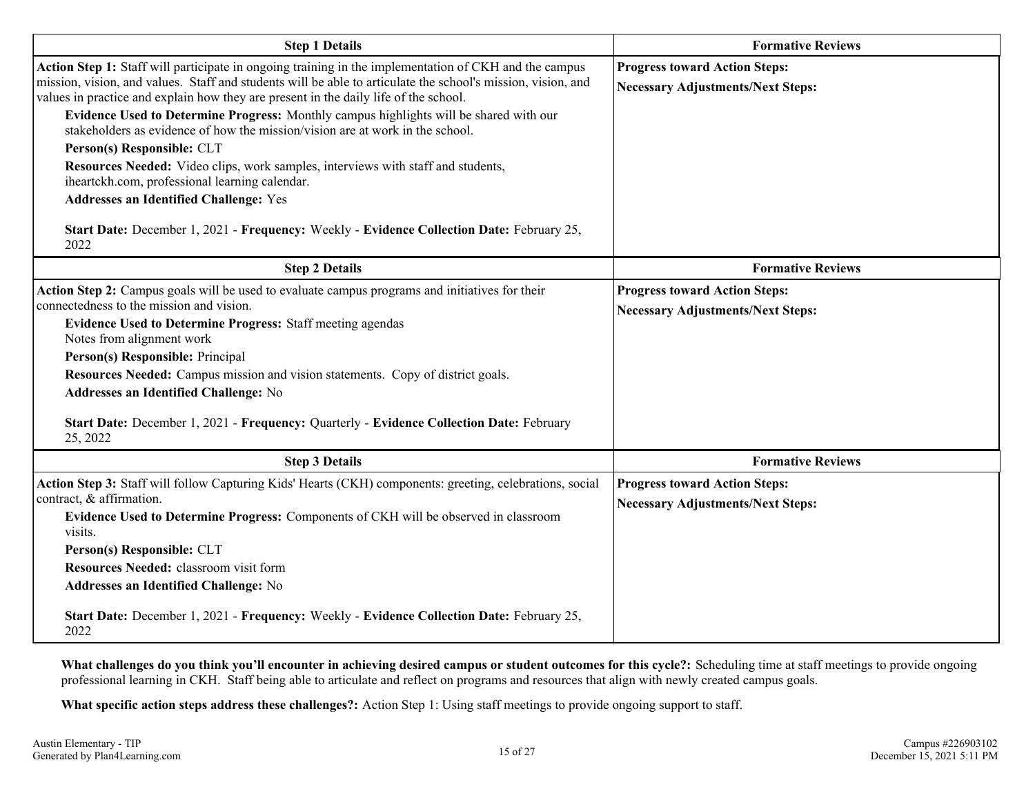| Step 1 Details | Formative Reviews |
|---|---|
| **Action Step 1:** Staff will participate in ongoing training in the implementation of CKH and the campus mission, vision, and values. Staff and students will be able to articulate the school's mission, vision, and values in practice and explain how they are present in the daily life of the school.<br>**Evidence Used to Determine Progress:** Monthly campus highlights will be shared with our stakeholders as evidence of how the mission/vision are at work in the school.<br>**Person(s) Responsible:** CLT<br>**Resources Needed:** Video clips, work samples, interviews with staff and students, iheartckh.com, professional learning calendar.<br>**Addresses an Identified Challenge:** Yes<br><br>**Start Date:** December 1, 2021 - **Frequency:** Weekly - **Evidence Collection Date:** February 25, 2022 | **Progress toward Action Steps:**<br>**Necessary Adjustments/Next Steps:** |

| Step 2 Details | Formative Reviews |
|---|---|
| **Action Step 2:** Campus goals will be used to evaluate campus programs and initiatives for their connectedness to the mission and vision.<br>**Evidence Used to Determine Progress:** Staff meeting agendas<br>Notes from alignment work<br>**Person(s) Responsible:** Principal<br>**Resources Needed:** Campus mission and vision statements. Copy of district goals.<br>**Addresses an Identified Challenge:** No<br><br>**Start Date:** December 1, 2021 - **Frequency:** Quarterly - **Evidence Collection Date:** February 25, 2022 | **Progress toward Action Steps:**<br>**Necessary Adjustments/Next Steps:** |

| Step 3 Details | Formative Reviews |
|---|---|
| **Action Step 3:** Staff will follow Capturing Kids' Hearts (CKH) components: greeting, celebrations, social contract, & affirmation.<br>**Evidence Used to Determine Progress:** Components of CKH will be observed in classroom visits.<br>**Person(s) Responsible:** CLT<br>**Resources Needed:** classroom visit form<br>**Addresses an Identified Challenge:** No<br><br>**Start Date:** December 1, 2021 - **Frequency:** Weekly - **Evidence Collection Date:** February 25, 2022 | **Progress toward Action Steps:**<br>**Necessary Adjustments/Next Steps:** |

**What challenges do you think you'll encounter in achieving desired campus or student outcomes for this cycle?:** Scheduling time at staff meetings to provide ongoing professional learning in CKH. Staff being able to articulate and reflect on programs and resources that align with newly created campus goals.

**What specific action steps address these challenges?:** Action Step 1: Using staff meetings to provide ongoing support to staff.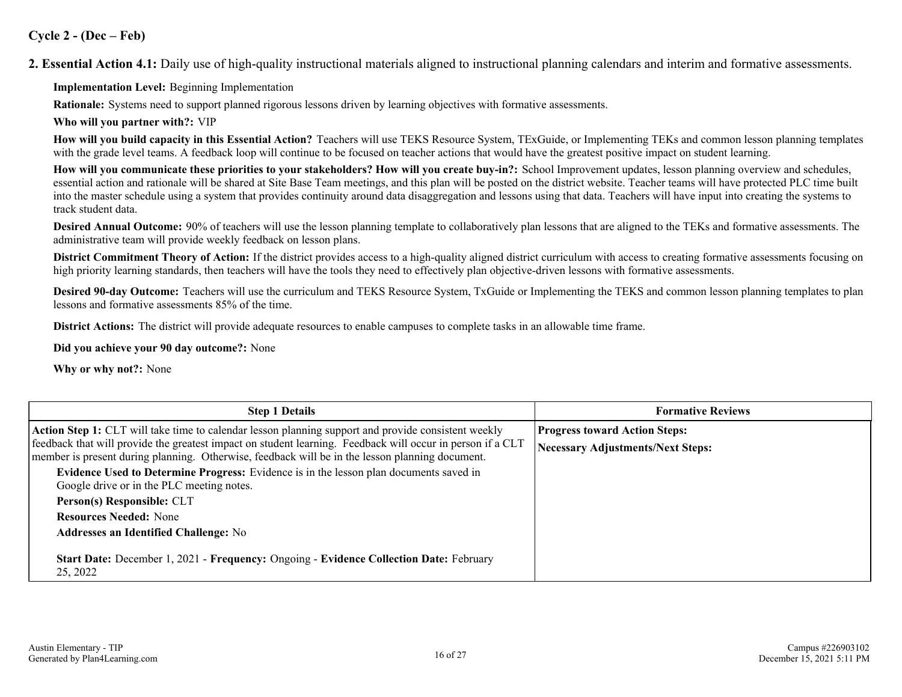**Cycle 2 - (Dec – Feb)**

**2. Essential Action 4.1:** Daily use of high-quality instructional materials aligned to instructional planning calendars and interim and formative assessments.

**Implementation Level:** Beginning Implementation

**Rationale:** Systems need to support planned rigorous lessons driven by learning objectives with formative assessments.

**Who will you partner with?:** VIP

**How will you build capacity in this Essential Action?** Teachers will use TEKS Resource System, TExGuide, or Implementing TEKs and common lesson planning templates with the grade level teams. A feedback loop will continue to be focused on teacher actions that would have the greatest positive impact on student learning.

**How will you communicate these priorities to your stakeholders? How will you create buy-in?:** School Improvement updates, lesson planning overview and schedules, essential action and rationale will be shared at Site Base Team meetings, and this plan will be posted on the district website. Teacher teams will have protected PLC time built into the master schedule using a system that provides continuity around data disaggregation and lessons using that data. Teachers will have input into creating the systems to track student data.

**Desired Annual Outcome:** 90% of teachers will use the lesson planning template to collaboratively plan lessons that are aligned to the TEKs and formative assessments. The administrative team will provide weekly feedback on lesson plans.

**District Commitment Theory of Action:** If the district provides access to a high-quality aligned district curriculum with access to creating formative assessments focusing on high priority learning standards, then teachers will have the tools they need to effectively plan objective-driven lessons with formative assessments.

**Desired 90-day Outcome:** Teachers will use the curriculum and TEKS Resource System, TxGuide or Implementing the TEKS and common lesson planning templates to plan lessons and formative assessments 85% of the time.

**District Actions:** The district will provide adequate resources to enable campuses to complete tasks in an allowable time frame.

**Did you achieve your 90 day outcome?:** None

**Why or why not?:** None

| Step 1 Details | Formative Reviews |
|---|---|
| **Action Step 1:** CLT will take time to calendar lesson planning support and provide consistent weekly feedback that will provide the greatest impact on student learning. Feedback will occur in person if a CLT member is present during planning. Otherwise, feedback will be in the lesson planning document.<br>**Evidence Used to Determine Progress:** Evidence is in the lesson plan documents saved in Google drive or in the PLC meeting notes.<br>**Person(s) Responsible:** CLT<br>**Resources Needed:** None<br>**Addresses an Identified Challenge:** No<br><br>**Start Date:** December 1, 2021 - **Frequency:** Ongoing - **Evidence Collection Date:** February 25, 2022 | **Progress toward Action Steps:**<br>**Necessary Adjustments/Next Steps:** |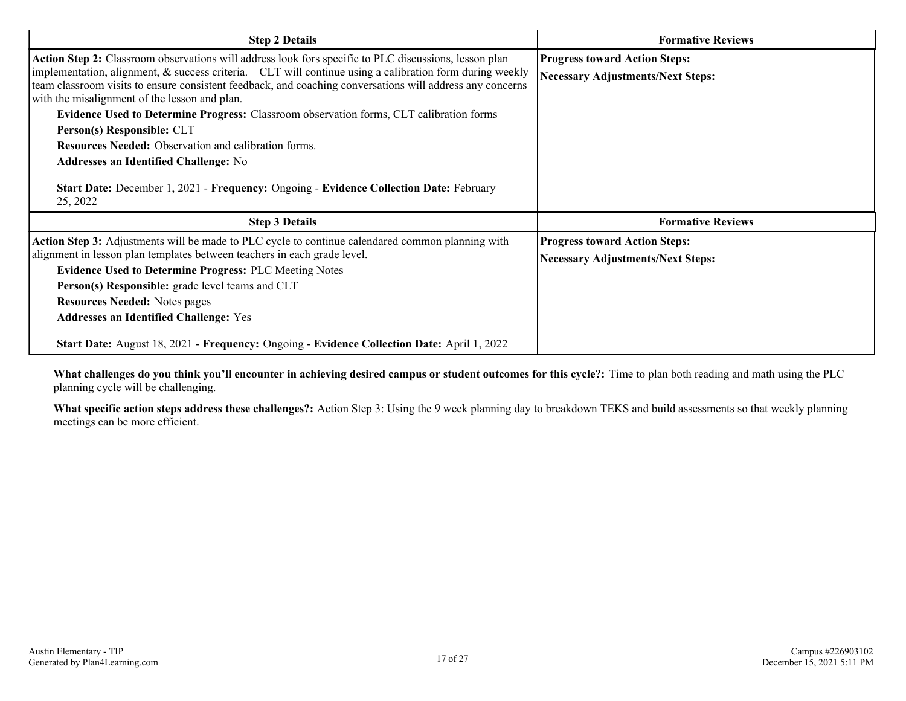| Step 2 Details | Formative Reviews |
| --- | --- |
| **Action Step 2:** Classroom observations will address look fors specific to PLC discussions, lesson plan implementation, alignment, & success criteria. CLT will continue using a calibration form during weekly team classroom visits to ensure consistent feedback, and coaching conversations will address any concerns with the misalignment of the lesson and plan.<br>**Evidence Used to Determine Progress:** Classroom observation forms, CLT calibration forms<br>**Person(s) Responsible:** CLT<br>**Resources Needed:** Observation and calibration forms.<br>**Addresses an Identified Challenge:** No<br><br>**Start Date:** December 1, 2021 - **Frequency:** Ongoing - **Evidence Collection Date:** February 25, 2022 | **Progress toward Action Steps:**<br>**Necessary Adjustments/Next Steps:** |

| Step 3 Details | Formative Reviews |
| --- | --- |
| **Action Step 3:** Adjustments will be made to PLC cycle to continue calendared common planning with alignment in lesson plan templates between teachers in each grade level.<br>**Evidence Used to Determine Progress:** PLC Meeting Notes<br>**Person(s) Responsible:** grade level teams and CLT<br>**Resources Needed:** Notes pages<br>**Addresses an Identified Challenge:** Yes<br><br>**Start Date:** August 18, 2021 - **Frequency:** Ongoing - **Evidence Collection Date:** April 1, 2022 | **Progress toward Action Steps:**<br>**Necessary Adjustments/Next Steps:** |

**What challenges do you think you'll encounter in achieving desired campus or student outcomes for this cycle?:** Time to plan both reading and math using the PLC planning cycle will be challenging.

**What specific action steps address these challenges?:** Action Step 3: Using the 9 week planning day to breakdown TEKS and build assessments so that weekly planning meetings can be more efficient.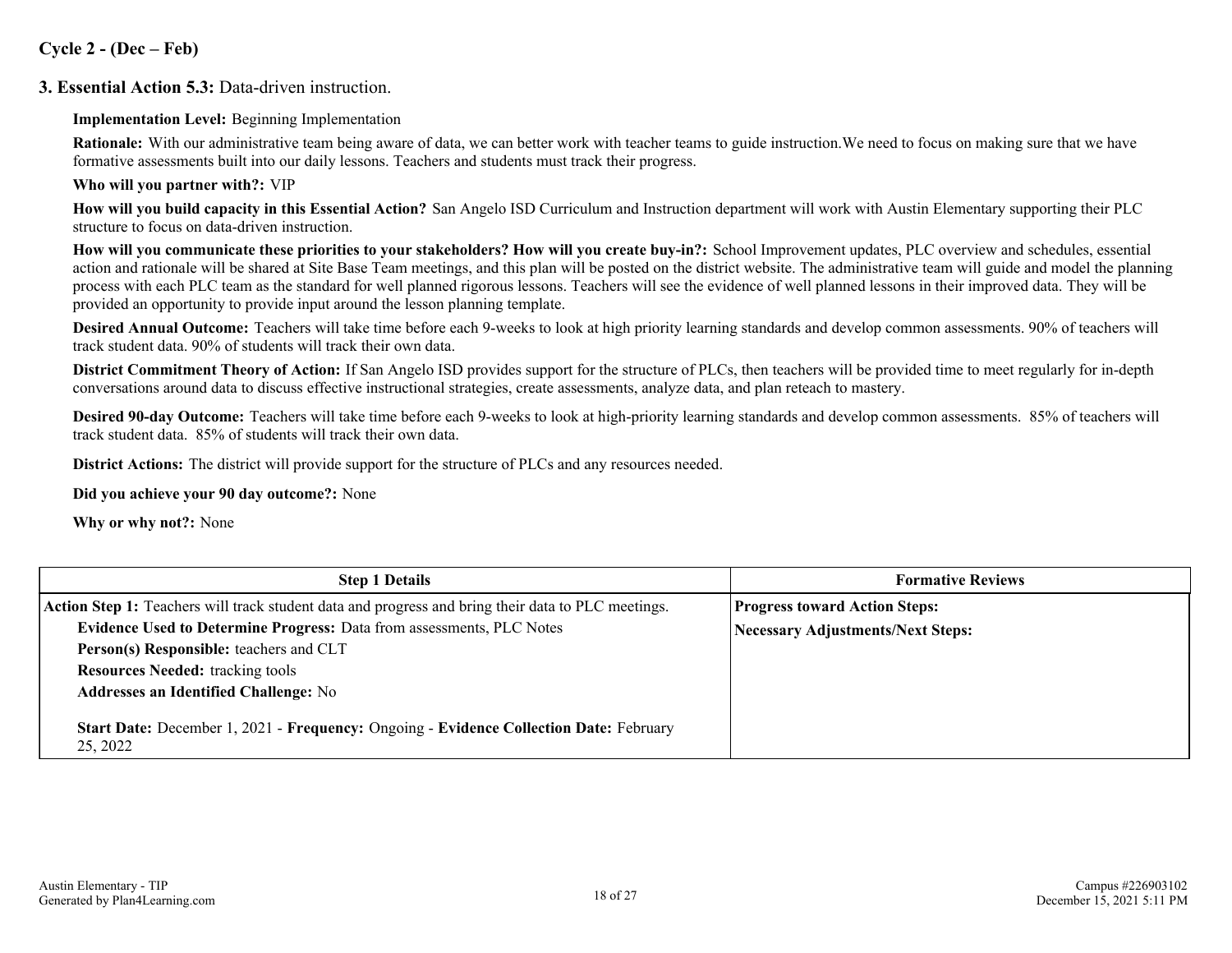## Cycle 2 - (Dec – Feb)

### 3. Essential Action 5.3: Data-driven instruction.

**Implementation Level:** Beginning Implementation

**Rationale:** With our administrative team being aware of data, we can better work with teacher teams to guide instruction.We need to focus on making sure that we have formative assessments built into our daily lessons. Teachers and students must track their progress.

**Who will you partner with?:** VIP

**How will you build capacity in this Essential Action?** San Angelo ISD Curriculum and Instruction department will work with Austin Elementary supporting their PLC structure to focus on data-driven instruction.

**How will you communicate these priorities to your stakeholders? How will you create buy-in?:** School Improvement updates, PLC overview and schedules, essential action and rationale will be shared at Site Base Team meetings, and this plan will be posted on the district website. The administrative team will guide and model the planning process with each PLC team as the standard for well planned rigorous lessons. Teachers will see the evidence of well planned lessons in their improved data. They will be provided an opportunity to provide input around the lesson planning template.

**Desired Annual Outcome:** Teachers will take time before each 9-weeks to look at high priority learning standards and develop common assessments. 90% of teachers will track student data. 90% of students will track their own data.

**District Commitment Theory of Action:** If San Angelo ISD provides support for the structure of PLCs, then teachers will be provided time to meet regularly for in-depth conversations around data to discuss effective instructional strategies, create assessments, analyze data, and plan reteach to mastery.

**Desired 90-day Outcome:** Teachers will take time before each 9-weeks to look at high-priority learning standards and develop common assessments. 85% of teachers will track student data. 85% of students will track their own data.

**District Actions:** The district will provide support for the structure of PLCs and any resources needed.

**Did you achieve your 90 day outcome?:** None

**Why or why not?:** None

| Step 1 Details | Formative Reviews |
|---|---|
| **Action Step 1:** Teachers will track student data and progress and bring their data to PLC meetings.<br>**Evidence Used to Determine Progress:** Data from assessments, PLC Notes<br>**Person(s) Responsible:** teachers and CLT<br>**Resources Needed:** tracking tools<br>**Addresses an Identified Challenge:** No<br><br>**Start Date:** December 1, 2021 - **Frequency:** Ongoing - **Evidence Collection Date:** February 25, 2022 | **Progress toward Action Steps:**<br>**Necessary Adjustments/Next Steps:** |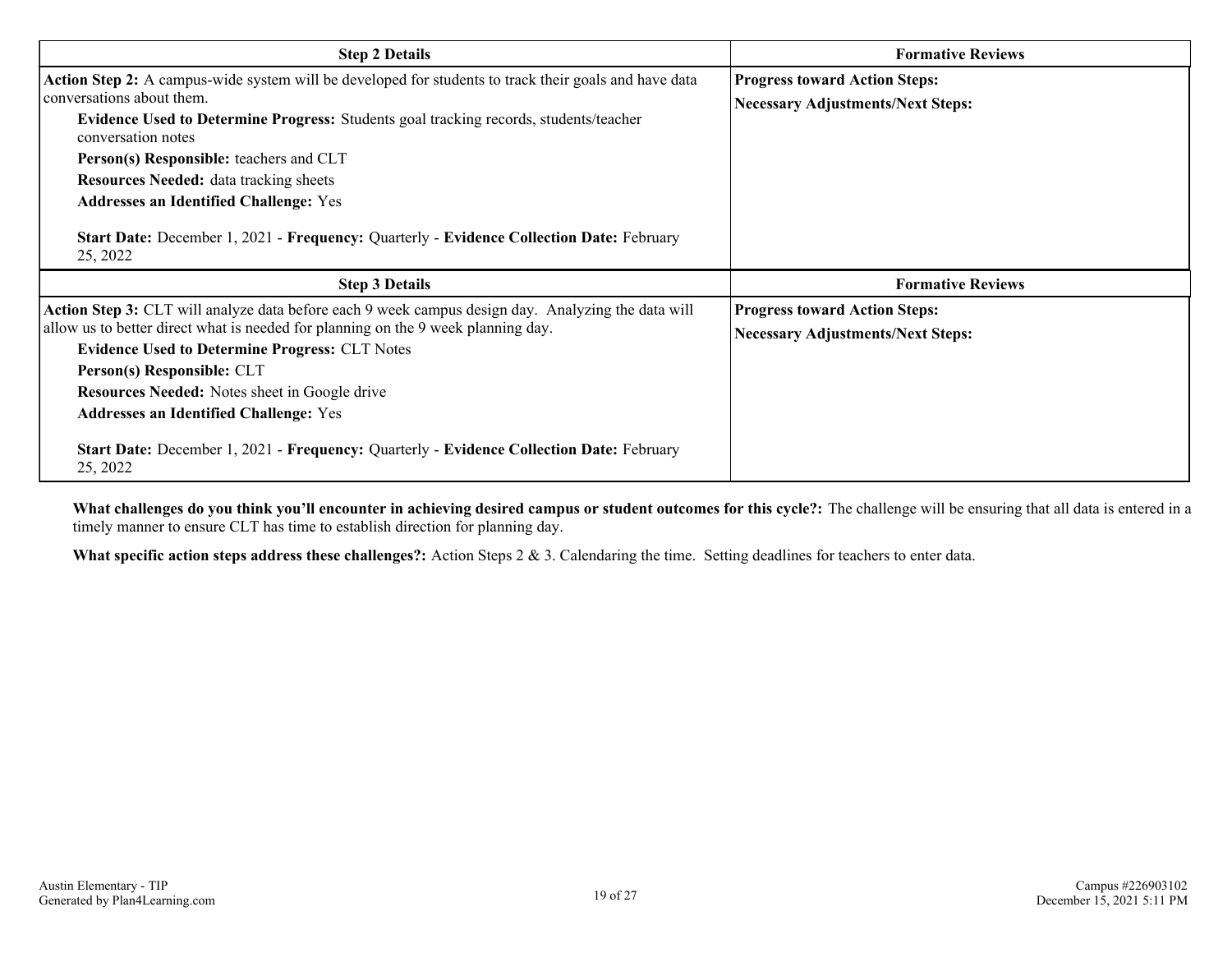| Step 2 Details | Formative Reviews |
| --- | --- |
| **Action Step 2:** A campus-wide system will be developed for students to track their goals and have data conversations about them.<br>**Evidence Used to Determine Progress:** Students goal tracking records, students/teacher conversation notes<br>**Person(s) Responsible:** teachers and CLT<br>**Resources Needed:** data tracking sheets<br>**Addresses an Identified Challenge:** Yes<br><br>**Start Date:** December 1, 2021 - **Frequency:** Quarterly - **Evidence Collection Date:** February 25, 2022 | **Progress toward Action Steps:**<br>**Necessary Adjustments/Next Steps:** |

| Step 3 Details | Formative Reviews |
| --- | --- |
| **Action Step 3:** CLT will analyze data before each 9 week campus design day. Analyzing the data will allow us to better direct what is needed for planning on the 9 week planning day.<br>**Evidence Used to Determine Progress:** CLT Notes<br>**Person(s) Responsible:** CLT<br>**Resources Needed:** Notes sheet in Google drive<br>**Addresses an Identified Challenge:** Yes<br><br>**Start Date:** December 1, 2021 - **Frequency:** Quarterly - **Evidence Collection Date:** February 25, 2022 | **Progress toward Action Steps:**<br>**Necessary Adjustments/Next Steps:** |

**What challenges do you think you'll encounter in achieving desired campus or student outcomes for this cycle?:** The challenge will be ensuring that all data is entered in a timely manner to ensure CLT has time to establish direction for planning day.

**What specific action steps address these challenges?:** Action Steps 2 & 3. Calendaring the time. Setting deadlines for teachers to enter data.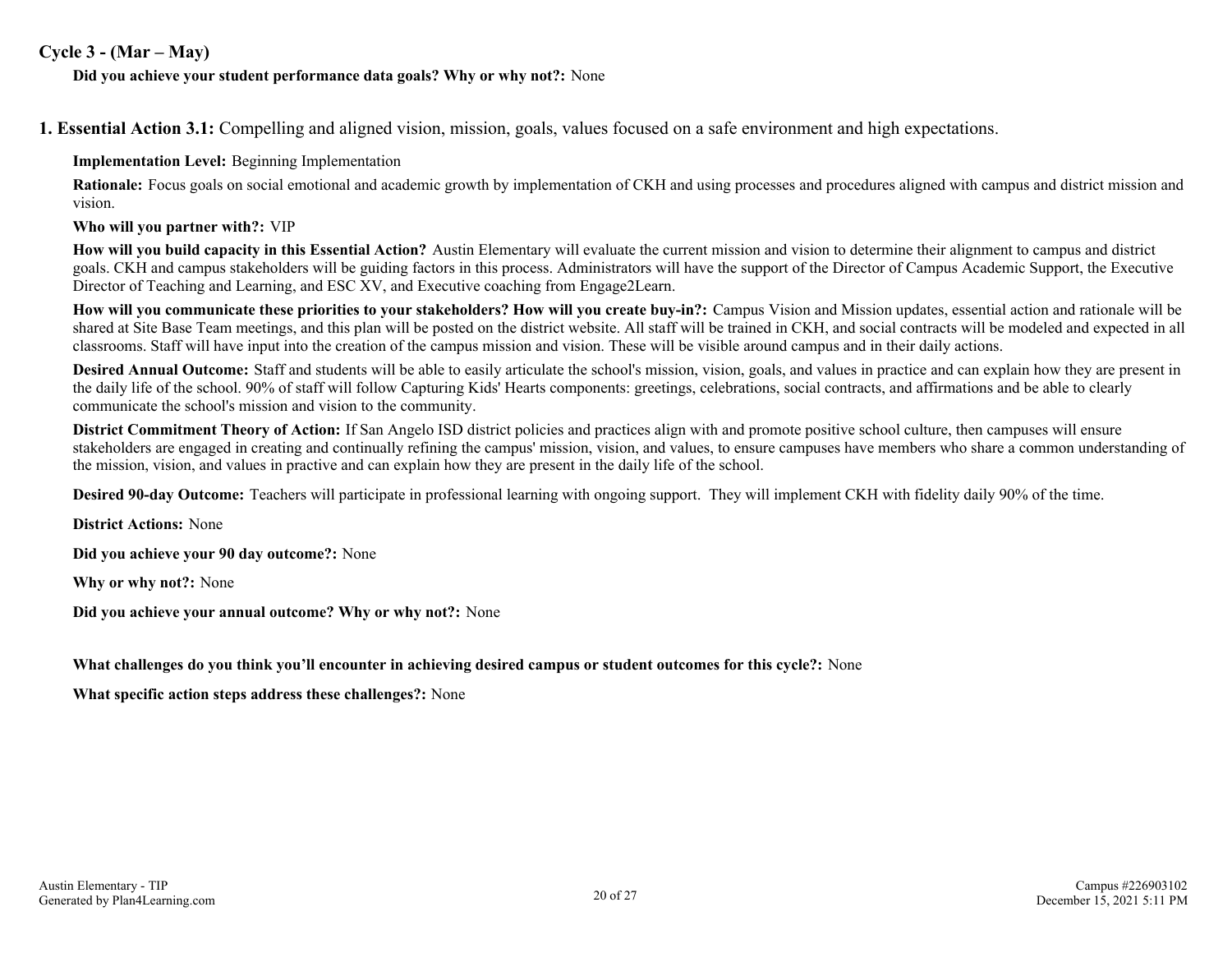## Cycle 3 - (Mar – May)

**Did you achieve your student performance data goals? Why or why not?:** None

## 1. Essential Action 3.1: Compelling and aligned vision, mission, goals, values focused on a safe environment and high expectations.

**Implementation Level:** Beginning Implementation

**Rationale:** Focus goals on social emotional and academic growth by implementation of CKH and using processes and procedures aligned with campus and district mission and vision.

**Who will you partner with?:** VIP

**How will you build capacity in this Essential Action?** Austin Elementary will evaluate the current mission and vision to determine their alignment to campus and district goals. CKH and campus stakeholders will be guiding factors in this process. Administrators will have the support of the Director of Campus Academic Support, the Executive Director of Teaching and Learning, and ESC XV, and Executive coaching from Engage2Learn.

**How will you communicate these priorities to your stakeholders? How will you create buy-in?:** Campus Vision and Mission updates, essential action and rationale will be shared at Site Base Team meetings, and this plan will be posted on the district website. All staff will be trained in CKH, and social contracts will be modeled and expected in all classrooms. Staff will have input into the creation of the campus mission and vision. These will be visible around campus and in their daily actions.

**Desired Annual Outcome:** Staff and students will be able to easily articulate the school's mission, vision, goals, and values in practice and can explain how they are present in the daily life of the school. 90% of staff will follow Capturing Kids' Hearts components: greetings, celebrations, social contracts, and affirmations and be able to clearly communicate the school's mission and vision to the community.

**District Commitment Theory of Action:** If San Angelo ISD district policies and practices align with and promote positive school culture, then campuses will ensure stakeholders are engaged in creating and continually refining the campus' mission, vision, and values, to ensure campuses have members who share a common understanding of the mission, vision, and values in practive and can explain how they are present in the daily life of the school.

**Desired 90-day Outcome:** Teachers will participate in professional learning with ongoing support. They will implement CKH with fidelity daily 90% of the time.

**District Actions:** None

**Did you achieve your 90 day outcome?:** None

**Why or why not?:** None

**Did you achieve your annual outcome? Why or why not?:** None

**What challenges do you think you'll encounter in achieving desired campus or student outcomes for this cycle?:** None

**What specific action steps address these challenges?:** None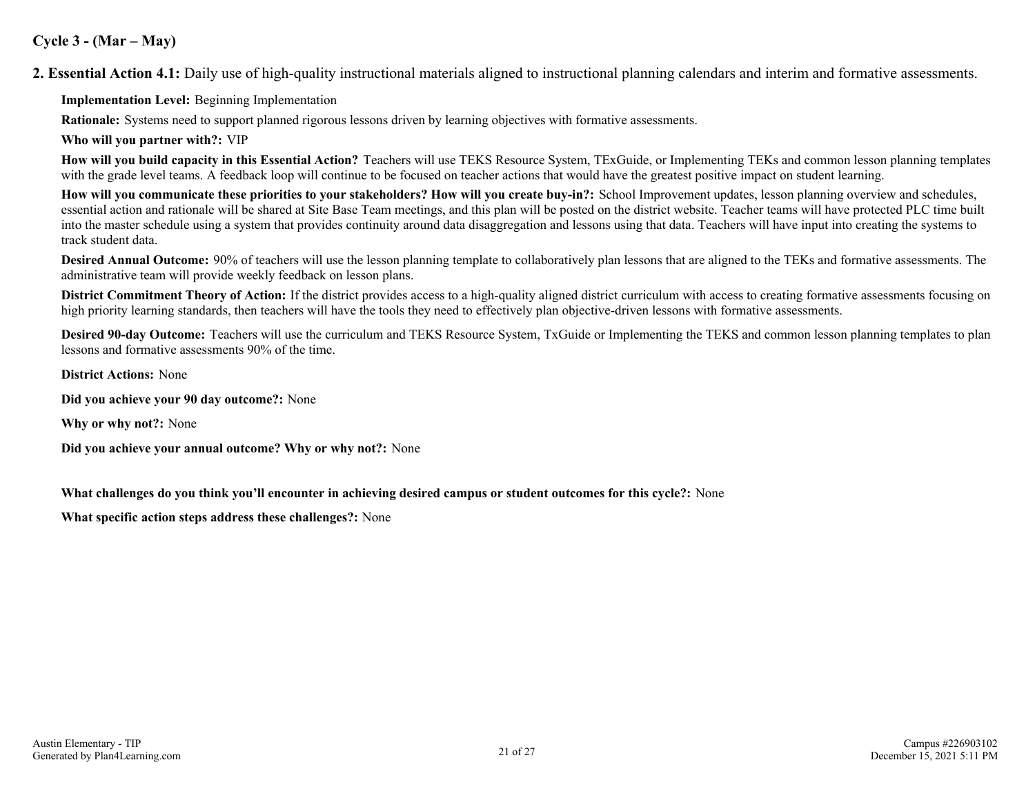**Cycle 3 - (Mar – May)**

**2. Essential Action 4.1:** Daily use of high-quality instructional materials aligned to instructional planning calendars and interim and formative assessments.

**Implementation Level:** Beginning Implementation

**Rationale:** Systems need to support planned rigorous lessons driven by learning objectives with formative assessments.

**Who will you partner with?:** VIP

**How will you build capacity in this Essential Action?** Teachers will use TEKS Resource System, TExGuide, or Implementing TEKs and common lesson planning templates with the grade level teams. A feedback loop will continue to be focused on teacher actions that would have the greatest positive impact on student learning.

**How will you communicate these priorities to your stakeholders? How will you create buy-in?:** School Improvement updates, lesson planning overview and schedules, essential action and rationale will be shared at Site Base Team meetings, and this plan will be posted on the district website. Teacher teams will have protected PLC time built into the master schedule using a system that provides continuity around data disaggregation and lessons using that data. Teachers will have input into creating the systems to track student data.

**Desired Annual Outcome:** 90% of teachers will use the lesson planning template to collaboratively plan lessons that are aligned to the TEKs and formative assessments. The administrative team will provide weekly feedback on lesson plans.

**District Commitment Theory of Action:** If the district provides access to a high-quality aligned district curriculum with access to creating formative assessments focusing on high priority learning standards, then teachers will have the tools they need to effectively plan objective-driven lessons with formative assessments.

**Desired 90-day Outcome:** Teachers will use the curriculum and TEKS Resource System, TxGuide or Implementing the TEKS and common lesson planning templates to plan lessons and formative assessments 90% of the time.

**District Actions:** None

**Did you achieve your 90 day outcome?:** None

**Why or why not?:** None

**Did you achieve your annual outcome? Why or why not?:** None

**What challenges do you think you'll encounter in achieving desired campus or student outcomes for this cycle?:** None

**What specific action steps address these challenges?:** None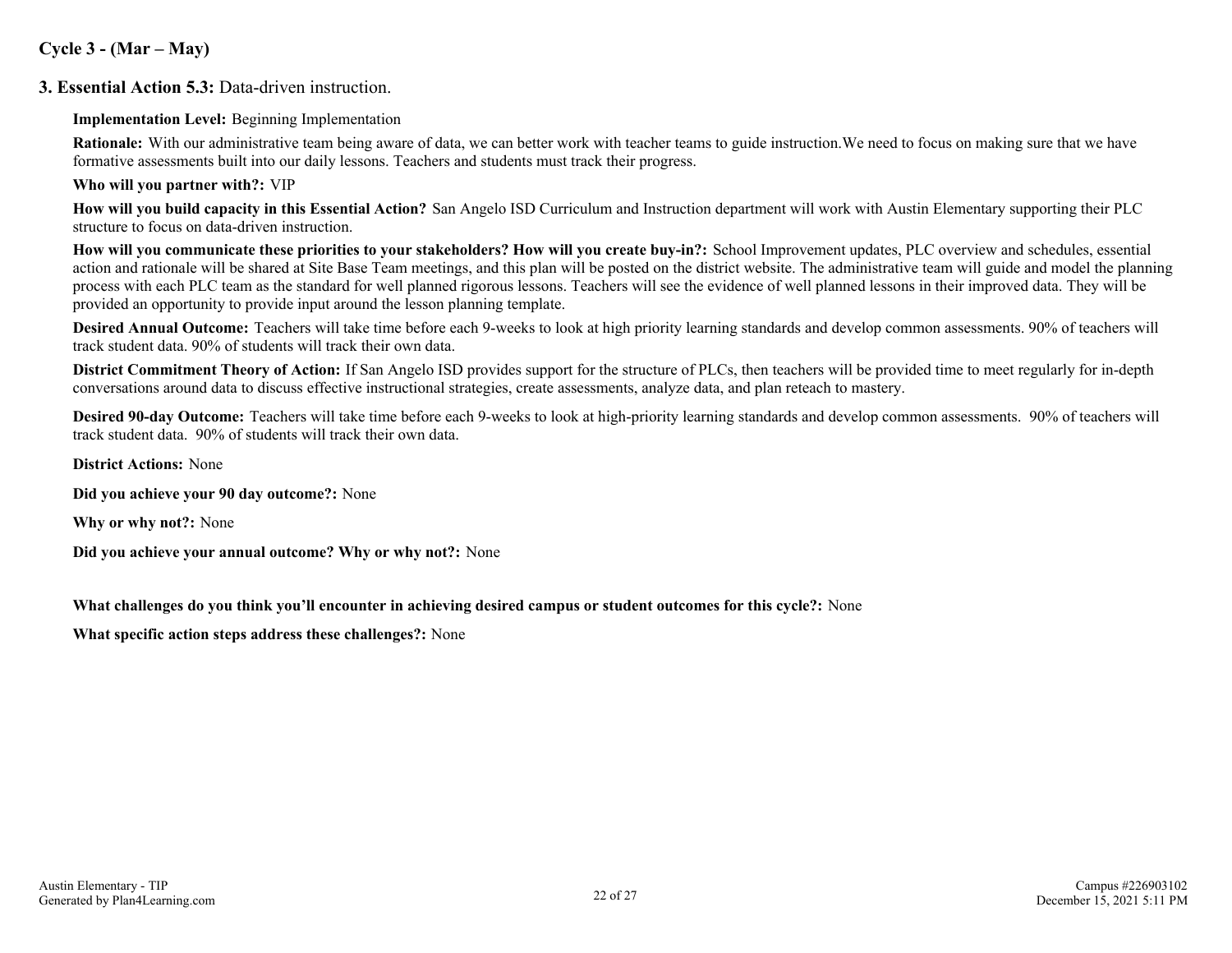## Cycle 3 - (Mar – May)

### 3. Essential Action 5.3: Data-driven instruction.

**Implementation Level:** Beginning Implementation

**Rationale:** With our administrative team being aware of data, we can better work with teacher teams to guide instruction.We need to focus on making sure that we have formative assessments built into our daily lessons. Teachers and students must track their progress.

**Who will you partner with?:** VIP

**How will you build capacity in this Essential Action?** San Angelo ISD Curriculum and Instruction department will work with Austin Elementary supporting their PLC structure to focus on data-driven instruction.

**How will you communicate these priorities to your stakeholders? How will you create buy-in?:** School Improvement updates, PLC overview and schedules, essential action and rationale will be shared at Site Base Team meetings, and this plan will be posted on the district website. The administrative team will guide and model the planning process with each PLC team as the standard for well planned rigorous lessons. Teachers will see the evidence of well planned lessons in their improved data. They will be provided an opportunity to provide input around the lesson planning template.

**Desired Annual Outcome:** Teachers will take time before each 9-weeks to look at high priority learning standards and develop common assessments. 90% of teachers will track student data. 90% of students will track their own data.

**District Commitment Theory of Action:** If San Angelo ISD provides support for the structure of PLCs, then teachers will be provided time to meet regularly for in-depth conversations around data to discuss effective instructional strategies, create assessments, analyze data, and plan reteach to mastery.

**Desired 90-day Outcome:** Teachers will take time before each 9-weeks to look at high-priority learning standards and develop common assessments. 90% of teachers will track student data. 90% of students will track their own data.

**District Actions:** None

**Did you achieve your 90 day outcome?:** None

**Why or why not?:** None

**Did you achieve your annual outcome? Why or why not?:** None

**What challenges do you think you'll encounter in achieving desired campus or student outcomes for this cycle?:** None

**What specific action steps address these challenges?:** None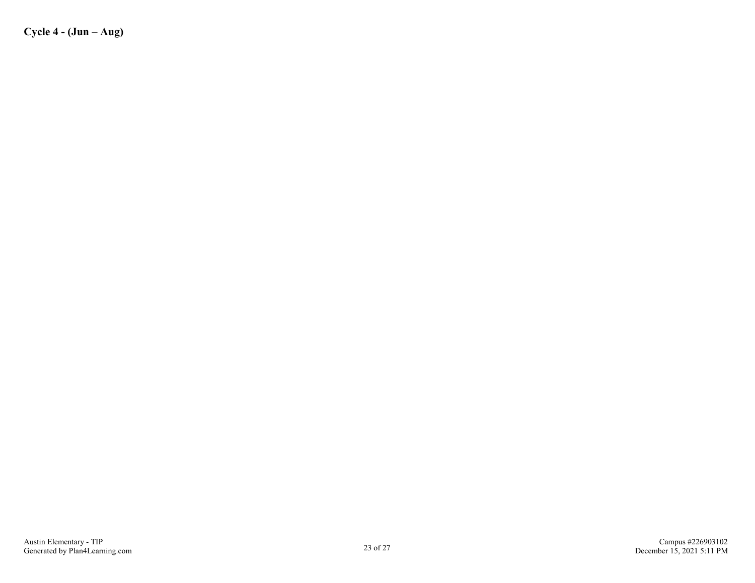**Cycle 4 - (Jun – Aug)**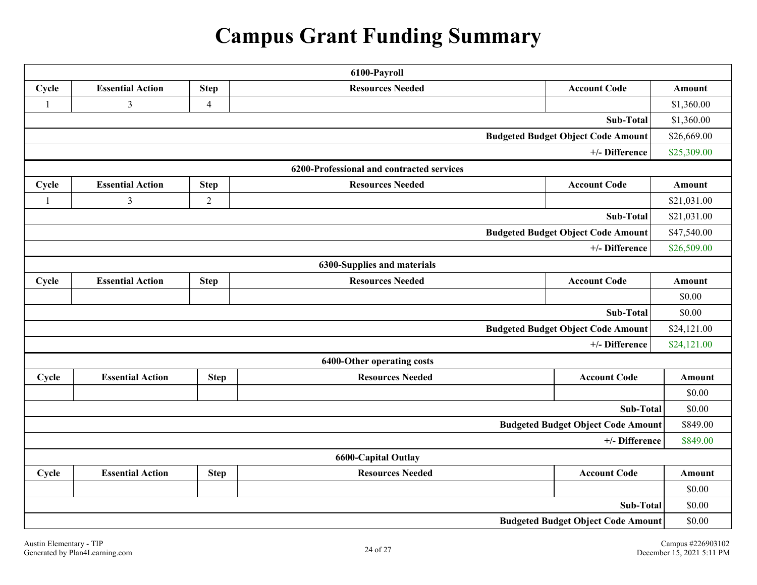# Campus Grant Funding Summary

| 6100-Payroll | | | | | |
|---|---|---|---|---|---|
| **Cycle** | **Essential Action** | **Step** | **Resources Needed** | **Account Code** | **Amount** |
| 1 | 3 | 4 | | | $1,360.00 |
| | | | | **Sub-Total** | $1,360.00 |
| | | | | **Budgeted Budget Object Code Amount** | $26,669.00 |
| | | | | **+/- Difference** | $25,309.00 |

| 6200-Professional and contracted services | | | | | |
|---|---|---|---|---|---|
| **Cycle** | **Essential Action** | **Step** | **Resources Needed** | **Account Code** | **Amount** |
| 1 | 3 | 2 | | | $21,031.00 |
| | | | | **Sub-Total** | $21,031.00 |
| | | | | **Budgeted Budget Object Code Amount** | $47,540.00 |
| | | | | **+/- Difference** | $26,509.00 |

| 6300-Supplies and materials | | | | | |
|---|---|---|---|---|---|
| **Cycle** | **Essential Action** | **Step** | **Resources Needed** | **Account Code** | **Amount** |
| | | | | | $0.00 |
| | | | | **Sub-Total** | $0.00 |
| | | | | **Budgeted Budget Object Code Amount** | $24,121.00 |
| | | | | **+/- Difference** | $24,121.00 |

| 6400-Other operating costs | | | | | |
|---|---|---|---|---|---|
| **Cycle** | **Essential Action** | **Step** | **Resources Needed** | **Account Code** | **Amount** |
| | | | | | $0.00 |
| | | | | **Sub-Total** | $0.00 |
| | | | | **Budgeted Budget Object Code Amount** | $849.00 |
| | | | | **+/- Difference** | $849.00 |

| 6600-Capital Outlay | | | | | |
|---|---|---|---|---|---|
| **Cycle** | **Essential Action** | **Step** | **Resources Needed** | **Account Code** | **Amount** |
| | | | | | $0.00 |
| | | | | **Sub-Total** | $0.00 |
| | | | | **Budgeted Budget Object Code Amount** | $0.00 |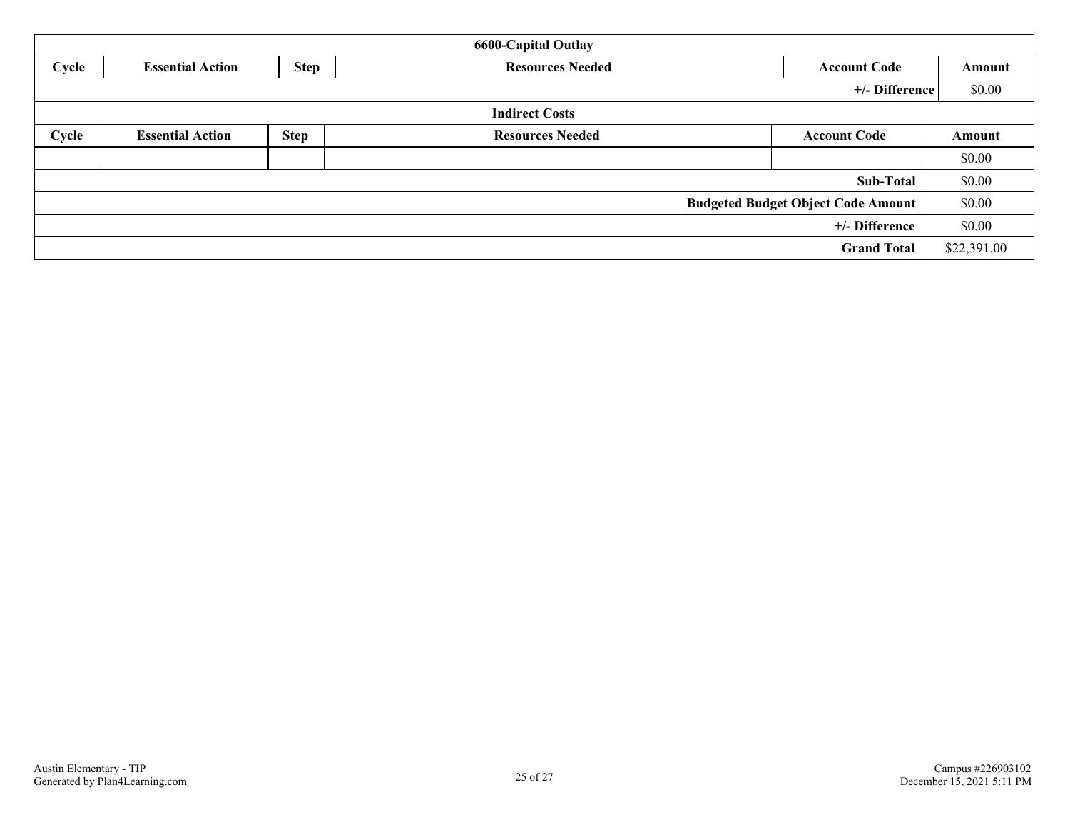| 6600-Capital Outlay | | | | | |
|---|---|---|---|---|---|
| **Cycle** | **Essential Action** | **Step** | **Resources Needed** | **Account Code** | **Amount** |
| | | | | **+/- Difference** | $0.00 |

| Indirect Costs | | | | | |
|---|---|---|---|---|---|
| **Cycle** | **Essential Action** | **Step** | **Resources Needed** | **Account Code** | **Amount** |
| | | | | | $0.00 |
| | | | | **Sub-Total** | $0.00 |
| | | | | **Budgeted Budget Object Code Amount** | $0.00 |
| | | | | **+/- Difference** | $0.00 |
| | | | | **Grand Total** | $22,391.00 |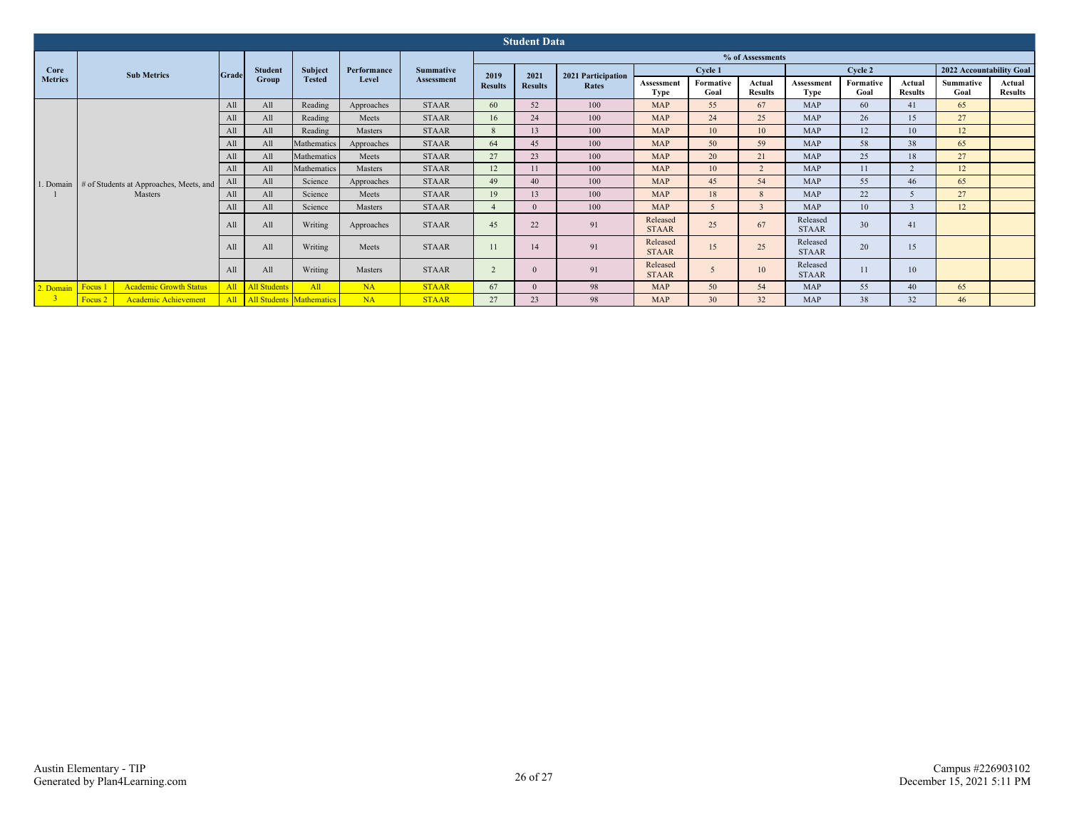## Student Data

| Core Metrics | Sub Metrics | | Grade | Student Group | Subject Tested | Performance Level | Summative Assessment | % of Assessments | | | | | | | | | | | |
|---|---|---|---|---|---|---|---|---|---|---|---|---|---|---|---|---|---|---|---|
| | | | | | | | | 2019 Results | 2021 Results | 2021 Participation Rates | Cycle 1 | | | Cycle 2 | | | 2022 Accountability Goal | |
| | | | | | | | | | | | Assessment Type | Formative Goal | Actual Results | Assessment Type | Formative Goal | Actual Results | Summative Goal | Actual Results |
| 1. Domain 1 | # of Students at Approaches, Meets, and Masters | | All | All | Reading | Approaches | STAAR | 60 | 52 | 100 | MAP | 55 | 67 | MAP | 60 | 41 | 65 | |
| | | | All | All | Reading | Meets | STAAR | 16 | 24 | 100 | MAP | 24 | 25 | MAP | 26 | 15 | 27 | |
| | | | All | All | Reading | Masters | STAAR | 8 | 13 | 100 | MAP | 10 | 10 | MAP | 12 | 10 | 12 | |
| | | | All | All | Mathematics | Approaches | STAAR | 64 | 45 | 100 | MAP | 50 | 59 | MAP | 58 | 38 | 65 | |
| | | | All | All | Mathematics | Meets | STAAR | 27 | 23 | 100 | MAP | 20 | 21 | MAP | 25 | 18 | 27 | |
| | | | All | All | Mathematics | Masters | STAAR | 12 | 11 | 100 | MAP | 10 | 2 | MAP | 11 | 2 | 12 | |
| | | | All | All | Science | Approaches | STAAR | 49 | 40 | 100 | MAP | 45 | 54 | MAP | 55 | 46 | 65 | |
| | | | All | All | Science | Meets | STAAR | 19 | 13 | 100 | MAP | 18 | 8 | MAP | 22 | 5 | 27 | |
| | | | All | All | Science | Masters | STAAR | 4 | 0 | 100 | MAP | 5 | 3 | MAP | 10 | 3 | 12 | |
| | | | All | All | Writing | Approaches | STAAR | 45 | 22 | 91 | Released STAAR | 25 | 67 | Released STAAR | 30 | 41 | | |
| | | | All | All | Writing | Meets | STAAR | 11 | 14 | 91 | Released STAAR | 15 | 25 | Released STAAR | 20 | 15 | | |
| | | | All | All | Writing | Masters | STAAR | 2 | 0 | 91 | Released STAAR | 5 | 10 | Released STAAR | 11 | 10 | | |
| 2. Domain 3 | Focus 1 | Academic Growth Status | All | All Students | All | NA | STAAR | 67 | 0 | 98 | MAP | 50 | 54 | MAP | 55 | 40 | 65 | |
| | Focus 2 | Academic Achievement | All | All Students | Mathematics | NA | STAAR | 27 | 23 | 98 | MAP | 30 | 32 | MAP | 38 | 32 | 46 | |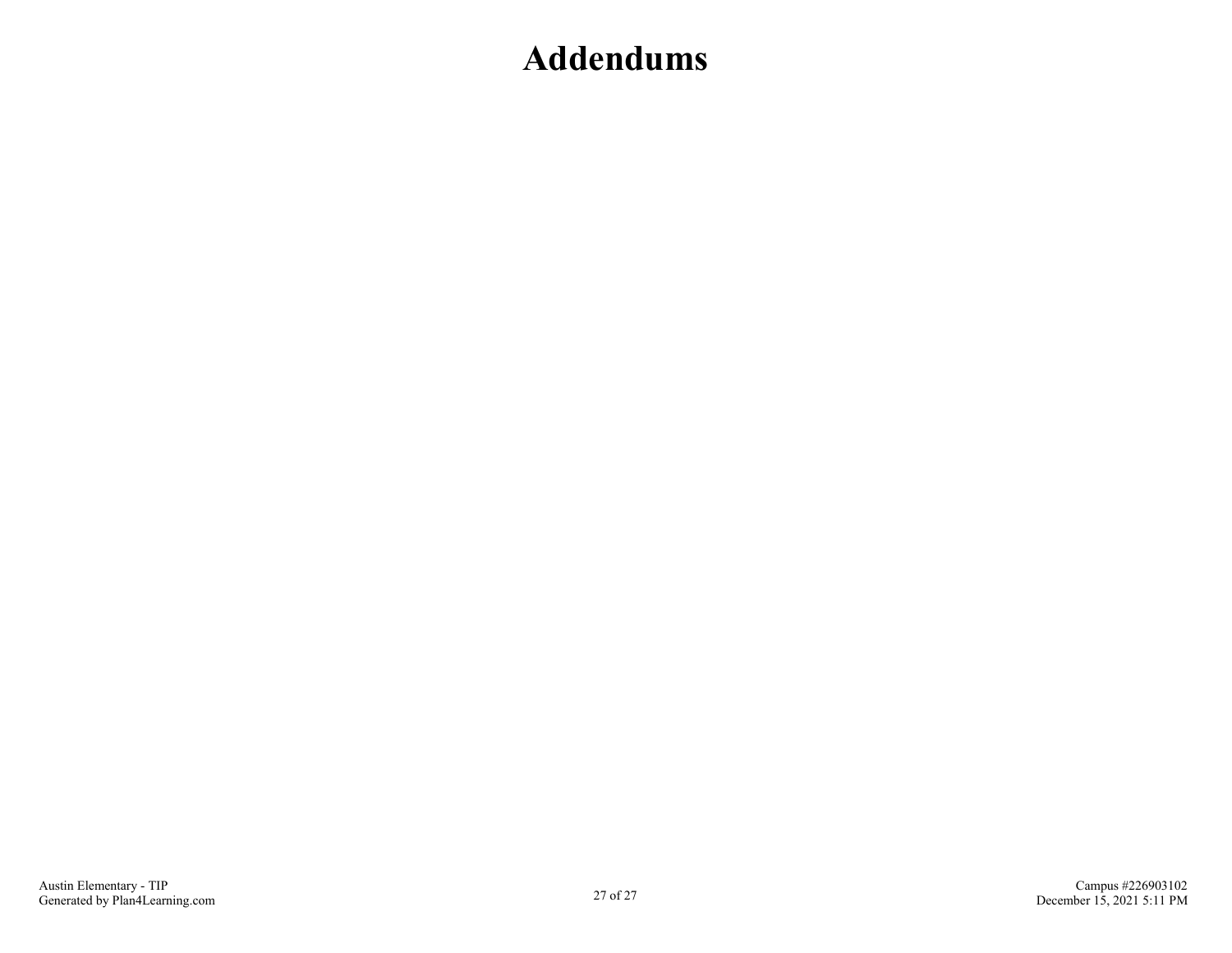# Addendums